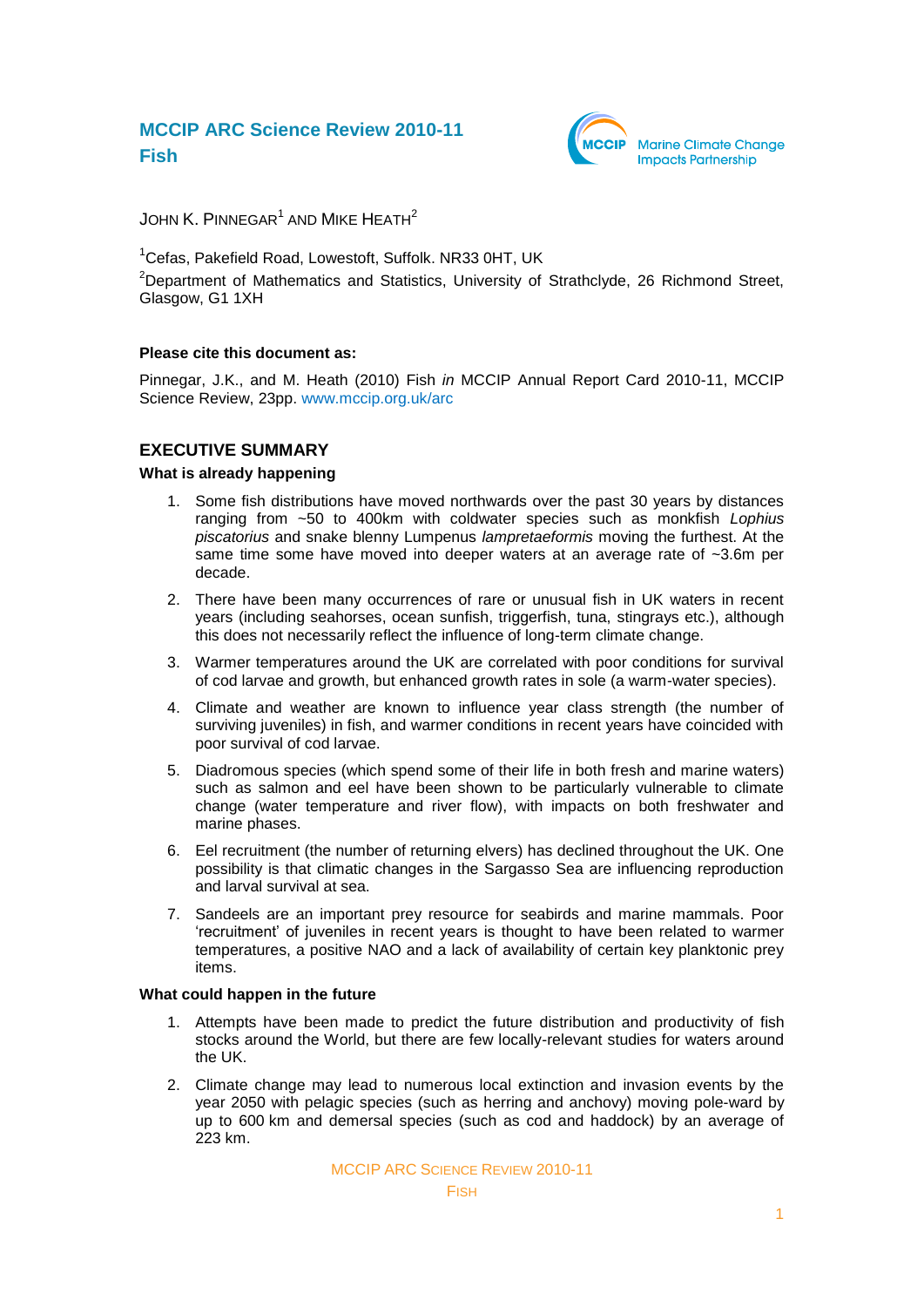# MCCIP ARC Science Review 2010-11
# Fish

JOHN K. PINNEGAR[1] AND MIKE HEATH[2]

[1]Cefas, Pakefield Road, Lowestoft, Suffolk. NR33 0HT, UK

[2]Department of Mathematics and Statistics, University of Strathclyde, 26 Richmond Street, Glasgow, G1 1XH

**Please cite this document as:**

Pinnegar, J.K., and M. Heath (2010) Fish *in* MCCIP Annual Report Card 2010-11, MCCIP Science Review, 23pp. www.mccip.org.uk/arc

## EXECUTIVE SUMMARY

### What is already happening

1. Some fish distributions have moved northwards over the past 30 years by distances ranging from ~50 to 400km with coldwater species such as monkfish *Lophius piscatorius* and snake blenny Lumpenus *lampretaeformis* moving the furthest. At the same time some have moved into deeper waters at an average rate of ~3.6m per decade.
2. There have been many occurrences of rare or unusual fish in UK waters in recent years (including seahorses, ocean sunfish, triggerfish, tuna, stingrays etc.), although this does not necessarily reflect the influence of long-term climate change.
3. Warmer temperatures around the UK are correlated with poor conditions for survival of cod larvae and growth, but enhanced growth rates in sole (a warm-water species).
4. Climate and weather are known to influence year class strength (the number of surviving juveniles) in fish, and warmer conditions in recent years have coincided with poor survival of cod larvae.
5. Diadromous species (which spend some of their life in both fresh and marine waters) such as salmon and eel have been shown to be particularly vulnerable to climate change (water temperature and river flow), with impacts on both freshwater and marine phases.
6. Eel recruitment (the number of returning elvers) has declined throughout the UK. One possibility is that climatic changes in the Sargasso Sea are influencing reproduction and larval survival at sea.
7. Sandeels are an important prey resource for seabirds and marine mammals. Poor 'recruitment' of juveniles in recent years is thought to have been related to warmer temperatures, a positive NAO and a lack of availability of certain key planktonic prey items.

### What could happen in the future

1. Attempts have been made to predict the future distribution and productivity of fish stocks around the World, but there are few locally-relevant studies for waters around the UK.
2. Climate change may lead to numerous local extinction and invasion events by the year 2050 with pelagic species (such as herring and anchovy) moving pole-ward by up to 600 km and demersal species (such as cod and haddock) by an average of 223 km.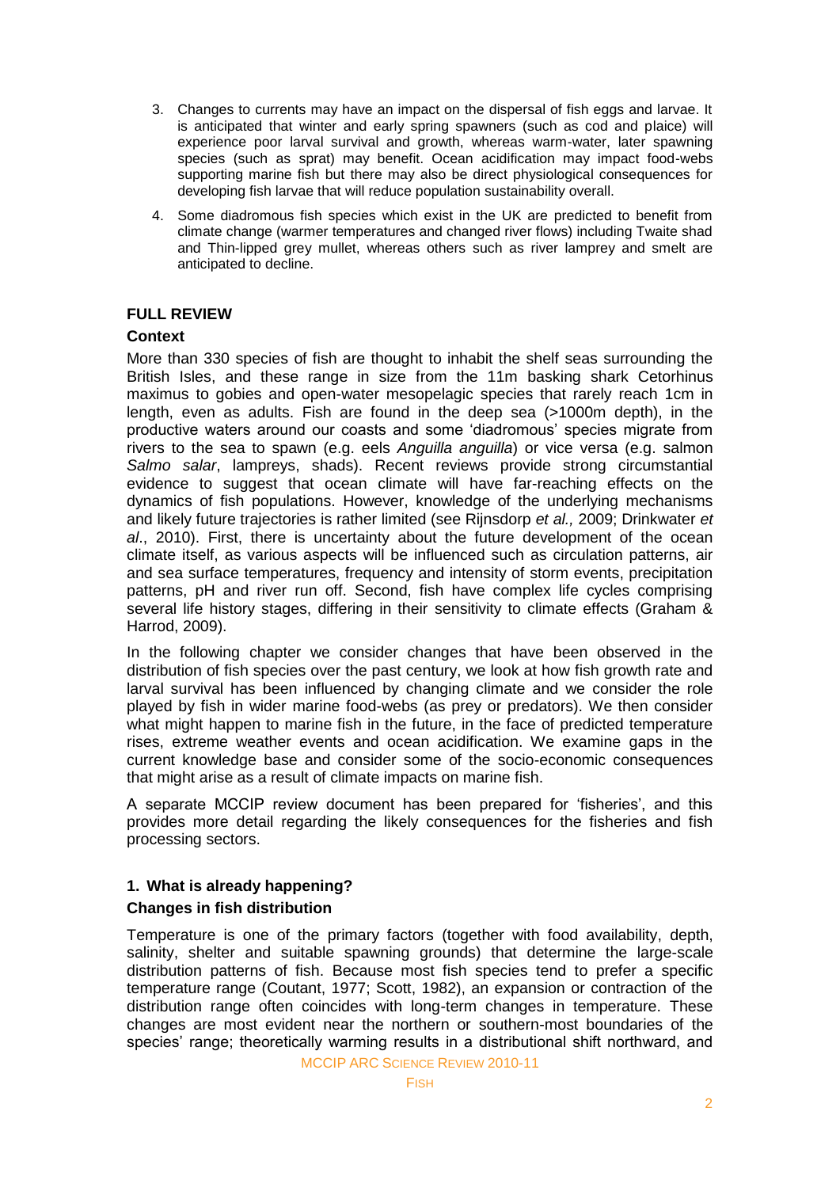3. Changes to currents may have an impact on the dispersal of fish eggs and larvae. It is anticipated that winter and early spring spawners (such as cod and plaice) will experience poor larval survival and growth, whereas warm-water, later spawning species (such as sprat) may benefit. Ocean acidification may impact food-webs supporting marine fish but there may also be direct physiological consequences for developing fish larvae that will reduce population sustainability overall.

4. Some diadromous fish species which exist in the UK are predicted to benefit from climate change (warmer temperatures and changed river flows) including Twaite shad and Thin-lipped grey mullet, whereas others such as river lamprey and smelt are anticipated to decline.

## FULL REVIEW

### Context

More than 330 species of fish are thought to inhabit the shelf seas surrounding the British Isles, and these range in size from the 11m basking shark Cetorhinus maximus to gobies and open-water mesopelagic species that rarely reach 1cm in length, even as adults. Fish are found in the deep sea (>1000m depth), in the productive waters around our coasts and some 'diadromous' species migrate from rivers to the sea to spawn (e.g. eels *Anguilla anguilla*) or vice versa (e.g. salmon *Salmo salar*, lampreys, shads). Recent reviews provide strong circumstantial evidence to suggest that ocean climate will have far-reaching effects on the dynamics of fish populations. However, knowledge of the underlying mechanisms and likely future trajectories is rather limited (see Rijnsdorp *et al.,* 2009; Drinkwater *et al*., 2010). First, there is uncertainty about the future development of the ocean climate itself, as various aspects will be influenced such as circulation patterns, air and sea surface temperatures, frequency and intensity of storm events, precipitation patterns, pH and river run off. Second, fish have complex life cycles comprising several life history stages, differing in their sensitivity to climate effects (Graham & Harrod, 2009).

In the following chapter we consider changes that have been observed in the distribution of fish species over the past century, we look at how fish growth rate and larval survival has been influenced by changing climate and we consider the role played by fish in wider marine food-webs (as prey or predators). We then consider what might happen to marine fish in the future, in the face of predicted temperature rises, extreme weather events and ocean acidification. We examine gaps in the current knowledge base and consider some of the socio-economic consequences that might arise as a result of climate impacts on marine fish.

A separate MCCIP review document has been prepared for 'fisheries', and this provides more detail regarding the likely consequences for the fisheries and fish processing sectors.

### 1. What is already happening?

#### Changes in fish distribution

Temperature is one of the primary factors (together with food availability, depth, salinity, shelter and suitable spawning grounds) that determine the large-scale distribution patterns of fish. Because most fish species tend to prefer a specific temperature range (Coutant, 1977; Scott, 1982), an expansion or contraction of the distribution range often coincides with long-term changes in temperature. These changes are most evident near the northern or southern-most boundaries of the species' range; theoretically warming results in a distributional shift northward, and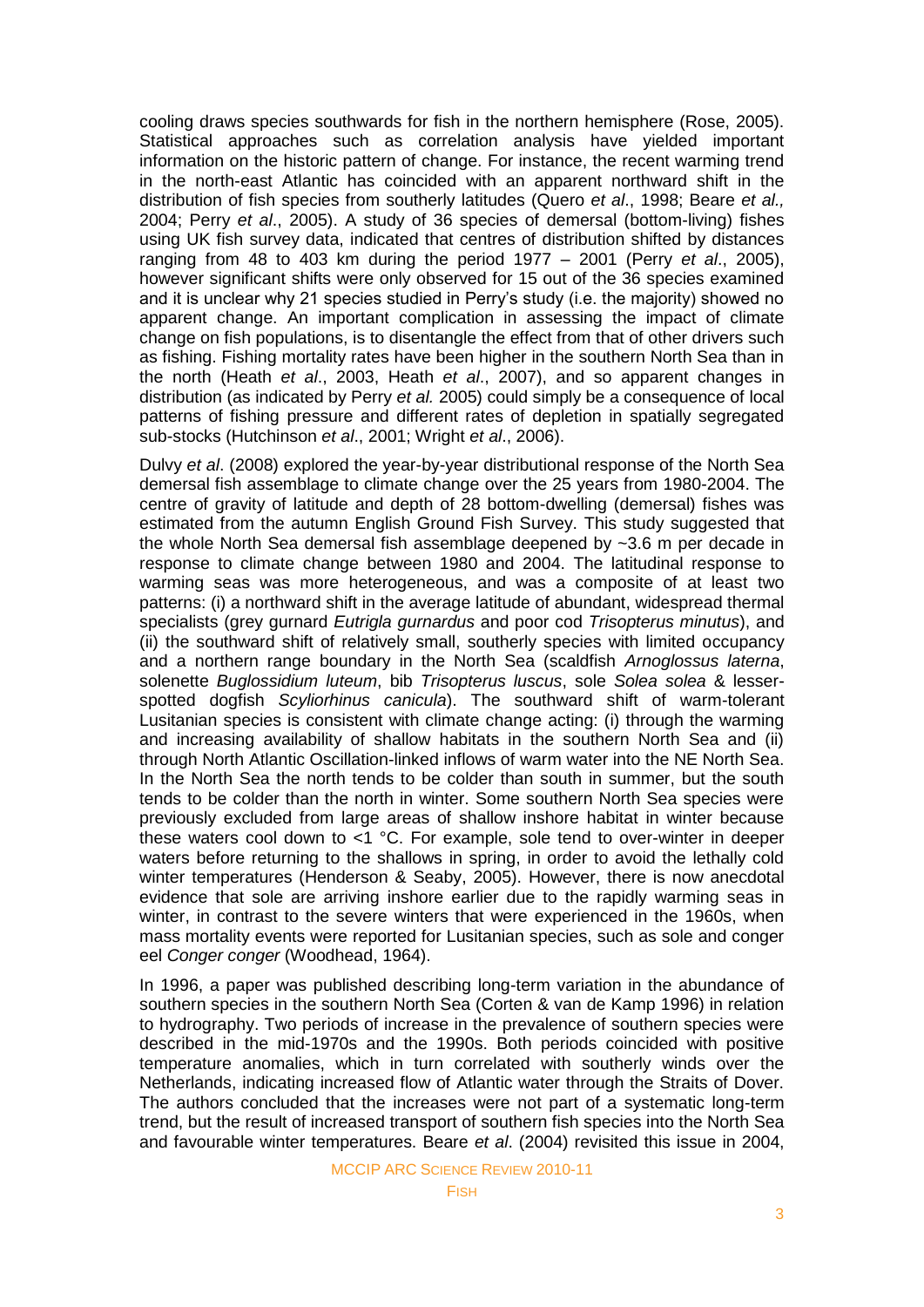cooling draws species southwards for fish in the northern hemisphere (Rose, 2005). Statistical approaches such as correlation analysis have yielded important information on the historic pattern of change. For instance, the recent warming trend in the north-east Atlantic has coincided with an apparent northward shift in the distribution of fish species from southerly latitudes (Quero *et al*., 1998; Beare *et al.,* 2004; Perry *et al*., 2005). A study of 36 species of demersal (bottom-living) fishes using UK fish survey data, indicated that centres of distribution shifted by distances ranging from 48 to 403 km during the period 1977 – 2001 (Perry *et al*., 2005), however significant shifts were only observed for 15 out of the 36 species examined and it is unclear why 21 species studied in Perry's study (i.e. the majority) showed no apparent change. An important complication in assessing the impact of climate change on fish populations, is to disentangle the effect from that of other drivers such as fishing. Fishing mortality rates have been higher in the southern North Sea than in the north (Heath *et al*., 2003, Heath *et al*., 2007), and so apparent changes in distribution (as indicated by Perry *et al.* 2005) could simply be a consequence of local patterns of fishing pressure and different rates of depletion in spatially segregated sub-stocks (Hutchinson *et al*., 2001; Wright *et al*., 2006).

Dulvy *et al*. (2008) explored the year-by-year distributional response of the North Sea demersal fish assemblage to climate change over the 25 years from 1980-2004. The centre of gravity of latitude and depth of 28 bottom-dwelling (demersal) fishes was estimated from the autumn English Ground Fish Survey. This study suggested that the whole North Sea demersal fish assemblage deepened by ~3.6 m per decade in response to climate change between 1980 and 2004. The latitudinal response to warming seas was more heterogeneous, and was a composite of at least two patterns: (i) a northward shift in the average latitude of abundant, widespread thermal specialists (grey gurnard *Eutrigla gurnardus* and poor cod *Trisopterus minutus*), and (ii) the southward shift of relatively small, southerly species with limited occupancy and a northern range boundary in the North Sea (scaldfish *Arnoglossus laterna*, solenette *Buglossidium luteum*, bib *Trisopterus luscus*, sole *Solea solea* & lesser-spotted dogfish *Scyliorhinus canicula*). The southward shift of warm-tolerant Lusitanian species is consistent with climate change acting: (i) through the warming and increasing availability of shallow habitats in the southern North Sea and (ii) through North Atlantic Oscillation-linked inflows of warm water into the NE North Sea. In the North Sea the north tends to be colder than south in summer, but the south tends to be colder than the north in winter. Some southern North Sea species were previously excluded from large areas of shallow inshore habitat in winter because these waters cool down to <1 °C. For example, sole tend to over-winter in deeper waters before returning to the shallows in spring, in order to avoid the lethally cold winter temperatures (Henderson & Seaby, 2005). However, there is now anecdotal evidence that sole are arriving inshore earlier due to the rapidly warming seas in winter, in contrast to the severe winters that were experienced in the 1960s, when mass mortality events were reported for Lusitanian species, such as sole and conger eel *Conger conger* (Woodhead, 1964).

In 1996, a paper was published describing long-term variation in the abundance of southern species in the southern North Sea (Corten & van de Kamp 1996) in relation to hydrography. Two periods of increase in the prevalence of southern species were described in the mid-1970s and the 1990s. Both periods coincided with positive temperature anomalies, which in turn correlated with southerly winds over the Netherlands, indicating increased flow of Atlantic water through the Straits of Dover. The authors concluded that the increases were not part of a systematic long-term trend, but the result of increased transport of southern fish species into the North Sea and favourable winter temperatures. Beare *et al*. (2004) revisited this issue in 2004,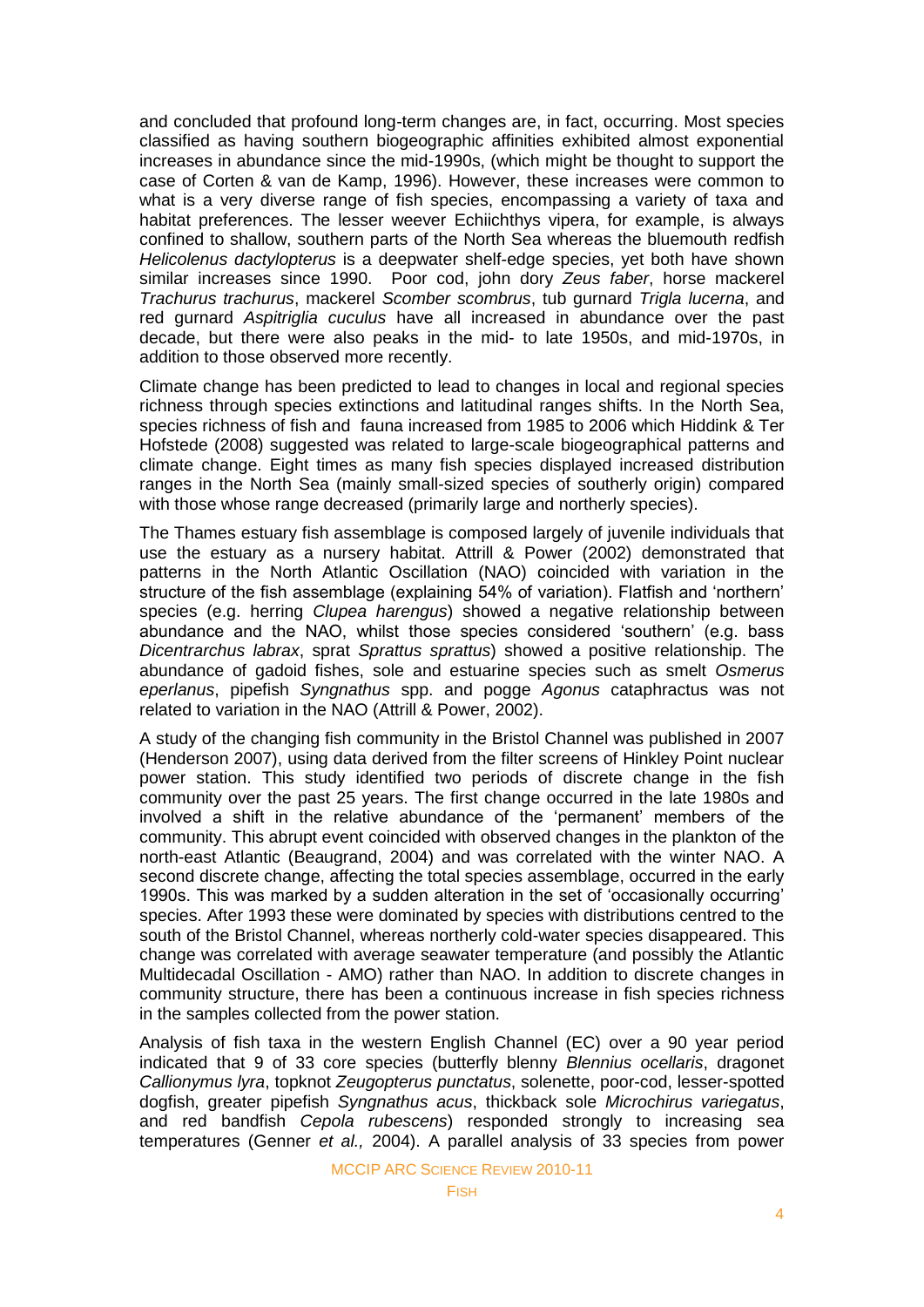and concluded that profound long-term changes are, in fact, occurring. Most species classified as having southern biogeographic affinities exhibited almost exponential increases in abundance since the mid-1990s, (which might be thought to support the case of Corten & van de Kamp, 1996). However, these increases were common to what is a very diverse range of fish species, encompassing a variety of taxa and habitat preferences. The lesser weever Echiichthys vipera, for example, is always confined to shallow, southern parts of the North Sea whereas the bluemouth redfish *Helicolenus dactylopterus* is a deepwater shelf-edge species, yet both have shown similar increases since 1990. Poor cod, john dory *Zeus faber*, horse mackerel *Trachurus trachurus*, mackerel *Scomber scombrus*, tub gurnard *Trigla lucerna*, and red gurnard *Aspitriglia cuculus* have all increased in abundance over the past decade, but there were also peaks in the mid- to late 1950s, and mid-1970s, in addition to those observed more recently.

Climate change has been predicted to lead to changes in local and regional species richness through species extinctions and latitudinal ranges shifts. In the North Sea, species richness of fish and fauna increased from 1985 to 2006 which Hiddink & Ter Hofstede (2008) suggested was related to large-scale biogeographical patterns and climate change. Eight times as many fish species displayed increased distribution ranges in the North Sea (mainly small-sized species of southerly origin) compared with those whose range decreased (primarily large and northerly species).

The Thames estuary fish assemblage is composed largely of juvenile individuals that use the estuary as a nursery habitat. Attrill & Power (2002) demonstrated that patterns in the North Atlantic Oscillation (NAO) coincided with variation in the structure of the fish assemblage (explaining 54% of variation). Flatfish and 'northern' species (e.g. herring *Clupea harengus*) showed a negative relationship between abundance and the NAO, whilst those species considered 'southern' (e.g. bass *Dicentrarchus labrax*, sprat *Sprattus sprattus*) showed a positive relationship. The abundance of gadoid fishes, sole and estuarine species such as smelt *Osmerus eperlanus*, pipefish *Syngnathus* spp. and pogge *Agonus* cataphractus was not related to variation in the NAO (Attrill & Power, 2002).

A study of the changing fish community in the Bristol Channel was published in 2007 (Henderson 2007), using data derived from the filter screens of Hinkley Point nuclear power station. This study identified two periods of discrete change in the fish community over the past 25 years. The first change occurred in the late 1980s and involved a shift in the relative abundance of the 'permanent' members of the community. This abrupt event coincided with observed changes in the plankton of the north-east Atlantic (Beaugrand, 2004) and was correlated with the winter NAO. A second discrete change, affecting the total species assemblage, occurred in the early 1990s. This was marked by a sudden alteration in the set of 'occasionally occurring' species. After 1993 these were dominated by species with distributions centred to the south of the Bristol Channel, whereas northerly cold-water species disappeared. This change was correlated with average seawater temperature (and possibly the Atlantic Multidecadal Oscillation - AMO) rather than NAO. In addition to discrete changes in community structure, there has been a continuous increase in fish species richness in the samples collected from the power station.

Analysis of fish taxa in the western English Channel (EC) over a 90 year period indicated that 9 of 33 core species (butterfly blenny *Blennius ocellaris*, dragonet *Callionymus lyra*, topknot *Zeugopterus punctatus*, solenette, poor-cod, lesser-spotted dogfish, greater pipefish *Syngnathus acus*, thickback sole *Microchirus variegatus*, and red bandfish *Cepola rubescens*) responded strongly to increasing sea temperatures (Genner *et al.,* 2004). A parallel analysis of 33 species from power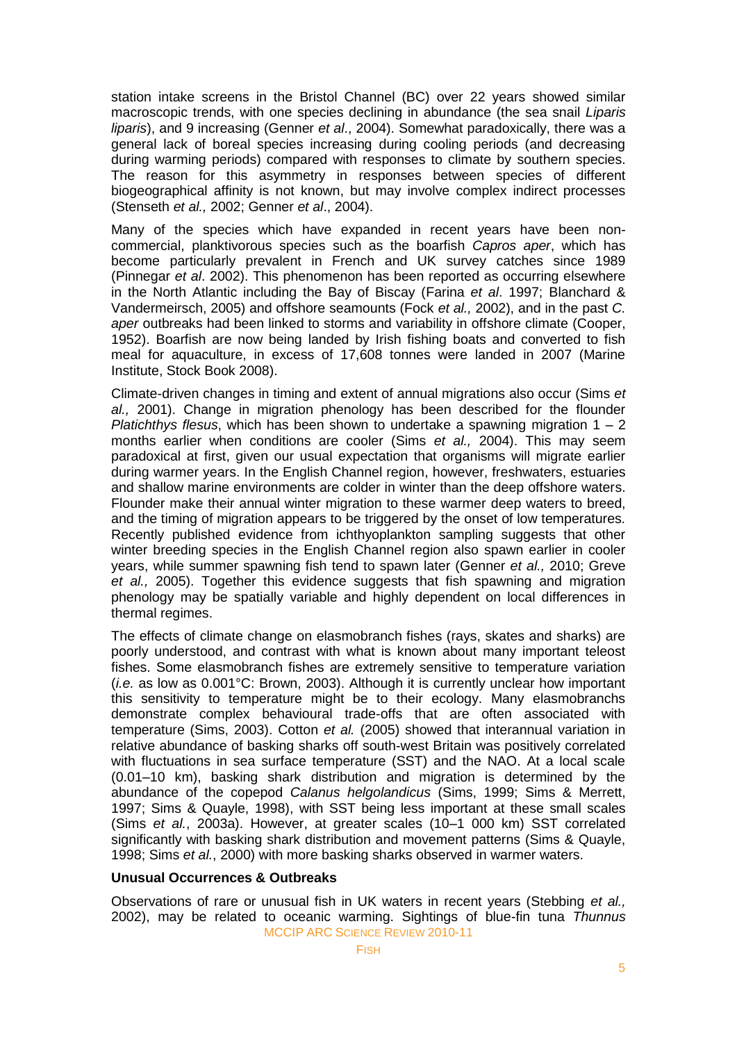station intake screens in the Bristol Channel (BC) over 22 years showed similar macroscopic trends, with one species declining in abundance (the sea snail *Liparis liparis*), and 9 increasing (Genner *et al*., 2004). Somewhat paradoxically, there was a general lack of boreal species increasing during cooling periods (and decreasing during warming periods) compared with responses to climate by southern species. The reason for this asymmetry in responses between species of different biogeographical affinity is not known, but may involve complex indirect processes (Stenseth *et al.,* 2002; Genner *et al*., 2004).

Many of the species which have expanded in recent years have been non-commercial, planktivorous species such as the boarfish *Capros aper*, which has become particularly prevalent in French and UK survey catches since 1989 (Pinnegar *et al*. 2002). This phenomenon has been reported as occurring elsewhere in the North Atlantic including the Bay of Biscay (Farina *et al*. 1997; Blanchard & Vandermeirsch, 2005) and offshore seamounts (Fock *et al.,* 2002), and in the past *C. aper* outbreaks had been linked to storms and variability in offshore climate (Cooper, 1952). Boarfish are now being landed by Irish fishing boats and converted to fish meal for aquaculture, in excess of 17,608 tonnes were landed in 2007 (Marine Institute, Stock Book 2008).

Climate-driven changes in timing and extent of annual migrations also occur (Sims *et al.,* 2001). Change in migration phenology has been described for the flounder *Platichthys flesus*, which has been shown to undertake a spawning migration 1 – 2 months earlier when conditions are cooler (Sims *et al.,* 2004). This may seem paradoxical at first, given our usual expectation that organisms will migrate earlier during warmer years. In the English Channel region, however, freshwaters, estuaries and shallow marine environments are colder in winter than the deep offshore waters. Flounder make their annual winter migration to these warmer deep waters to breed, and the timing of migration appears to be triggered by the onset of low temperatures. Recently published evidence from ichthyoplankton sampling suggests that other winter breeding species in the English Channel region also spawn earlier in cooler years, while summer spawning fish tend to spawn later (Genner *et al.,* 2010; Greve *et al.,* 2005). Together this evidence suggests that fish spawning and migration phenology may be spatially variable and highly dependent on local differences in thermal regimes.

The effects of climate change on elasmobranch fishes (rays, skates and sharks) are poorly understood, and contrast with what is known about many important teleost fishes. Some elasmobranch fishes are extremely sensitive to temperature variation (*i.e.* as low as 0.001°C: Brown, 2003). Although it is currently unclear how important this sensitivity to temperature might be to their ecology. Many elasmobranchs demonstrate complex behavioural trade-offs that are often associated with temperature (Sims, 2003). Cotton *et al.* (2005) showed that interannual variation in relative abundance of basking sharks off south-west Britain was positively correlated with fluctuations in sea surface temperature (SST) and the NAO. At a local scale (0.01–10 km), basking shark distribution and migration is determined by the abundance of the copepod *Calanus helgolandicus* (Sims, 1999; Sims & Merrett, 1997; Sims & Quayle, 1998), with SST being less important at these small scales (Sims *et al.*, 2003a). However, at greater scales (10–1 000 km) SST correlated significantly with basking shark distribution and movement patterns (Sims & Quayle, 1998; Sims *et al.*, 2000) with more basking sharks observed in warmer waters.

**Unusual Occurrences & Outbreaks**

Observations of rare or unusual fish in UK waters in recent years (Stebbing *et al.,* 2002), may be related to oceanic warming. Sightings of blue-fin tuna *Thunnus*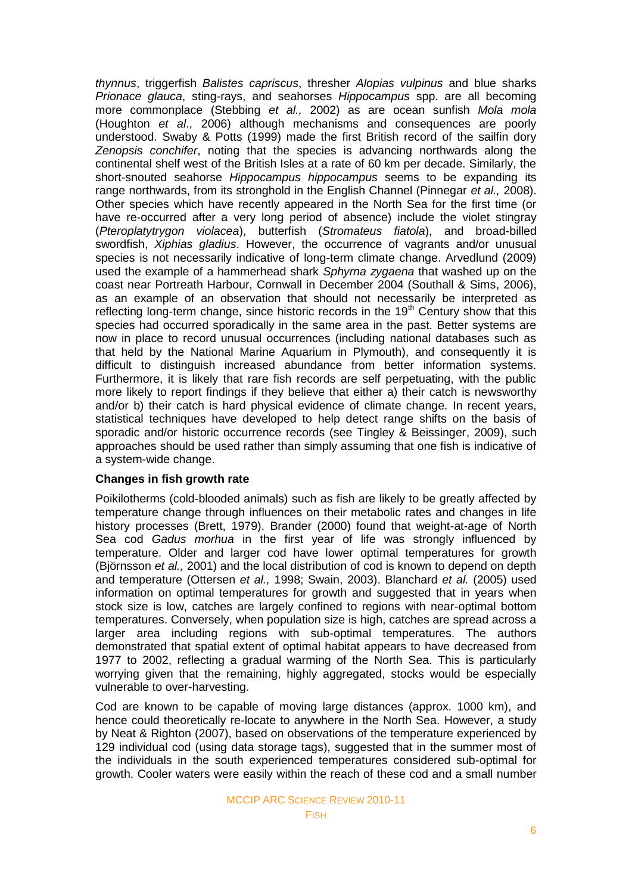*thynnus*, triggerfish *Balistes capriscus*, thresher *Alopias vulpinus* and blue sharks *Prionace glauca*, sting-rays, and seahorses *Hippocampus* spp. are all becoming more commonplace (Stebbing *et al.,* 2002) as are ocean sunfish *Mola mola* (Houghton *et al*., 2006) although mechanisms and consequences are poorly understood. Swaby & Potts (1999) made the first British record of the sailfin dory *Zenopsis conchifer*, noting that the species is advancing northwards along the continental shelf west of the British Isles at a rate of 60 km per decade. Similarly, the short-snouted seahorse *Hippocampus hippocampus* seems to be expanding its range northwards, from its stronghold in the English Channel (Pinnegar *et al.,* 2008). Other species which have recently appeared in the North Sea for the first time (or have re-occurred after a very long period of absence) include the violet stingray (*Pteroplatytrygon violacea*), butterfish (*Stromateus fiatola*), and broad-billed swordfish, *Xiphias gladius*. However, the occurrence of vagrants and/or unusual species is not necessarily indicative of long-term climate change. Arvedlund (2009) used the example of a hammerhead shark *Sphyrna zygaena* that washed up on the coast near Portreath Harbour, Cornwall in December 2004 (Southall & Sims, 2006), as an example of an observation that should not necessarily be interpreted as reflecting long-term change, since historic records in the 19th Century show that this species had occurred sporadically in the same area in the past. Better systems are now in place to record unusual occurrences (including national databases such as that held by the National Marine Aquarium in Plymouth), and consequently it is difficult to distinguish increased abundance from better information systems. Furthermore, it is likely that rare fish records are self perpetuating, with the public more likely to report findings if they believe that either a) their catch is newsworthy and/or b) their catch is hard physical evidence of climate change. In recent years, statistical techniques have developed to help detect range shifts on the basis of sporadic and/or historic occurrence records (see Tingley & Beissinger, 2009), such approaches should be used rather than simply assuming that one fish is indicative of a system-wide change.

**Changes in fish growth rate**

Poikilotherms (cold-blooded animals) such as fish are likely to be greatly affected by temperature change through influences on their metabolic rates and changes in life history processes (Brett, 1979). Brander (2000) found that weight-at-age of North Sea cod *Gadus morhua* in the first year of life was strongly influenced by temperature. Older and larger cod have lower optimal temperatures for growth (Björnsson *et al.,* 2001) and the local distribution of cod is known to depend on depth and temperature (Ottersen *et al.,* 1998; Swain, 2003). Blanchard *et al.* (2005) used information on optimal temperatures for growth and suggested that in years when stock size is low, catches are largely confined to regions with near-optimal bottom temperatures. Conversely, when population size is high, catches are spread across a larger area including regions with sub-optimal temperatures. The authors demonstrated that spatial extent of optimal habitat appears to have decreased from 1977 to 2002, reflecting a gradual warming of the North Sea. This is particularly worrying given that the remaining, highly aggregated, stocks would be especially vulnerable to over-harvesting.

Cod are known to be capable of moving large distances (approx. 1000 km), and hence could theoretically re-locate to anywhere in the North Sea. However, a study by Neat & Righton (2007), based on observations of the temperature experienced by 129 individual cod (using data storage tags), suggested that in the summer most of the individuals in the south experienced temperatures considered sub-optimal for growth. Cooler waters were easily within the reach of these cod and a small number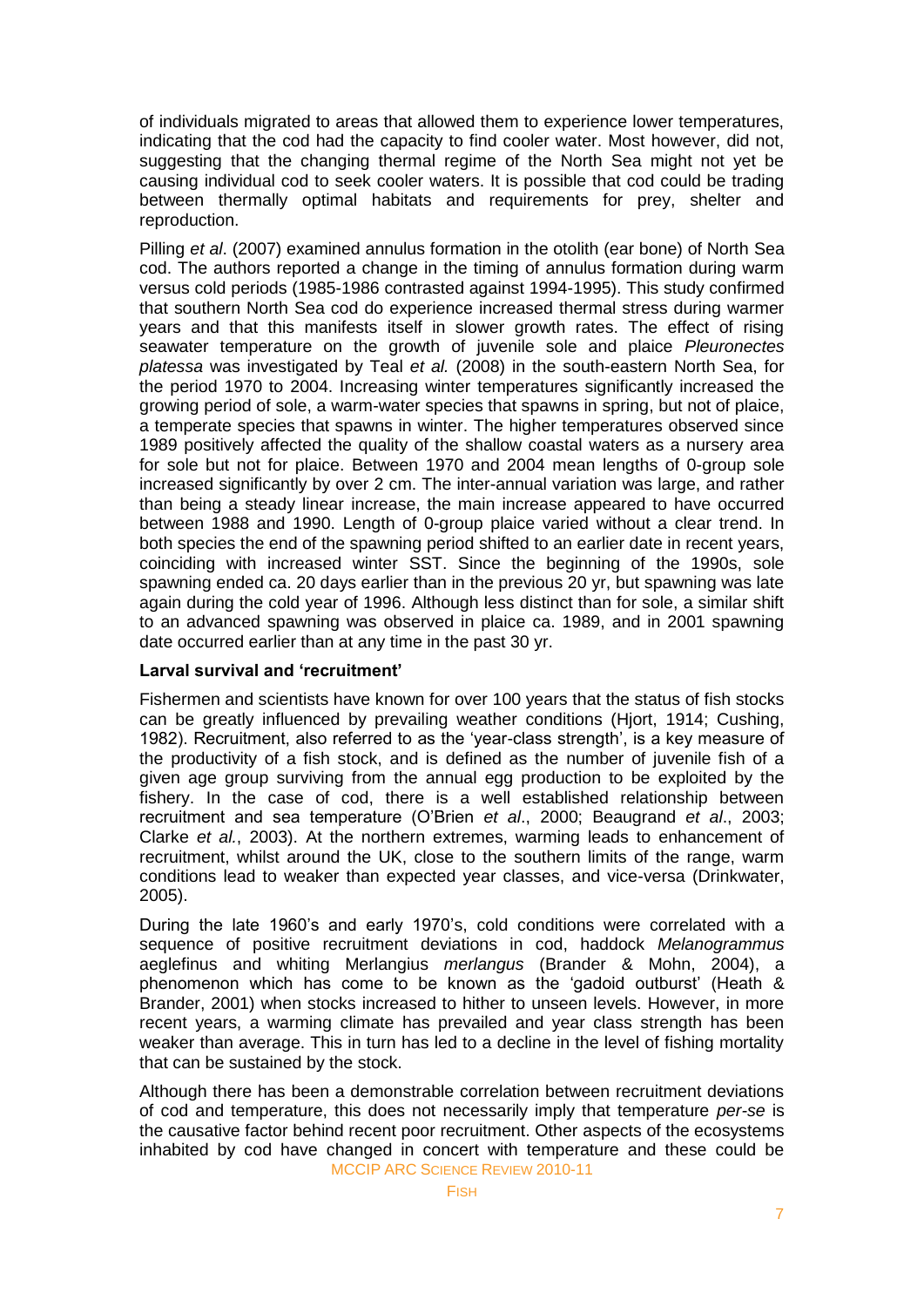of individuals migrated to areas that allowed them to experience lower temperatures, indicating that the cod had the capacity to find cooler water. Most however, did not, suggesting that the changing thermal regime of the North Sea might not yet be causing individual cod to seek cooler waters. It is possible that cod could be trading between thermally optimal habitats and requirements for prey, shelter and reproduction.

Pilling *et al*. (2007) examined annulus formation in the otolith (ear bone) of North Sea cod. The authors reported a change in the timing of annulus formation during warm versus cold periods (1985-1986 contrasted against 1994-1995). This study confirmed that southern North Sea cod do experience increased thermal stress during warmer years and that this manifests itself in slower growth rates. The effect of rising seawater temperature on the growth of juvenile sole and plaice *Pleuronectes platessa* was investigated by Teal *et al.* (2008) in the south-eastern North Sea, for the period 1970 to 2004. Increasing winter temperatures significantly increased the growing period of sole, a warm-water species that spawns in spring, but not of plaice, a temperate species that spawns in winter. The higher temperatures observed since 1989 positively affected the quality of the shallow coastal waters as a nursery area for sole but not for plaice. Between 1970 and 2004 mean lengths of 0-group sole increased significantly by over 2 cm. The inter-annual variation was large, and rather than being a steady linear increase, the main increase appeared to have occurred between 1988 and 1990. Length of 0-group plaice varied without a clear trend. In both species the end of the spawning period shifted to an earlier date in recent years, coinciding with increased winter SST. Since the beginning of the 1990s, sole spawning ended ca. 20 days earlier than in the previous 20 yr, but spawning was late again during the cold year of 1996. Although less distinct than for sole, a similar shift to an advanced spawning was observed in plaice ca. 1989, and in 2001 spawning date occurred earlier than at any time in the past 30 yr.

**Larval survival and 'recruitment'**

Fishermen and scientists have known for over 100 years that the status of fish stocks can be greatly influenced by prevailing weather conditions (Hjort, 1914; Cushing, 1982). Recruitment, also referred to as the 'year-class strength', is a key measure of the productivity of a fish stock, and is defined as the number of juvenile fish of a given age group surviving from the annual egg production to be exploited by the fishery. In the case of cod, there is a well established relationship between recruitment and sea temperature (O'Brien *et al*., 2000; Beaugrand *et al*., 2003; Clarke *et al.*, 2003). At the northern extremes, warming leads to enhancement of recruitment, whilst around the UK, close to the southern limits of the range, warm conditions lead to weaker than expected year classes, and vice-versa (Drinkwater, 2005).

During the late 1960's and early 1970's, cold conditions were correlated with a sequence of positive recruitment deviations in cod, haddock *Melanogrammus* aeglefinus and whiting Merlangius *merlangus* (Brander & Mohn, 2004), a phenomenon which has come to be known as the 'gadoid outburst' (Heath & Brander, 2001) when stocks increased to hither to unseen levels. However, in more recent years, a warming climate has prevailed and year class strength has been weaker than average. This in turn has led to a decline in the level of fishing mortality that can be sustained by the stock.

Although there has been a demonstrable correlation between recruitment deviations of cod and temperature, this does not necessarily imply that temperature *per-se* is the causative factor behind recent poor recruitment. Other aspects of the ecosystems inhabited by cod have changed in concert with temperature and these could be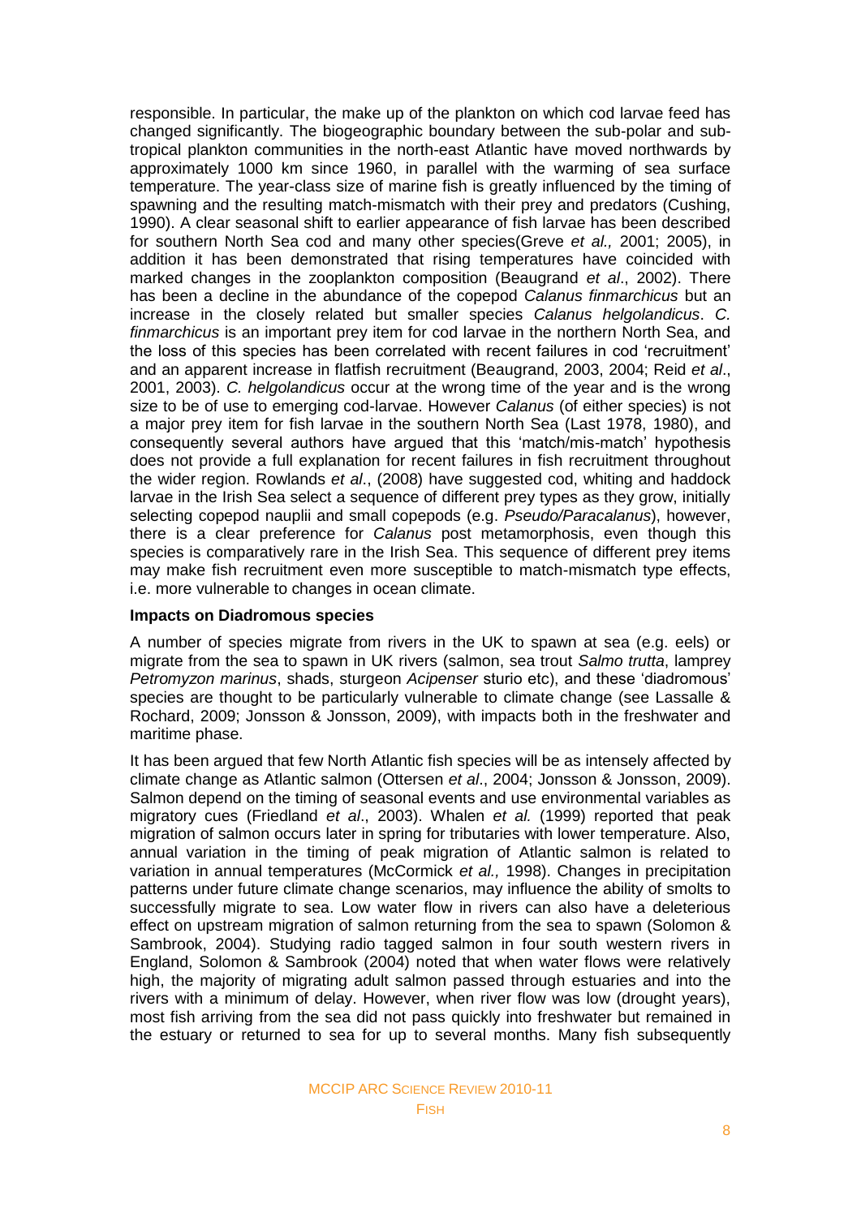responsible. In particular, the make up of the plankton on which cod larvae feed has changed significantly. The biogeographic boundary between the sub-polar and sub-tropical plankton communities in the north-east Atlantic have moved northwards by approximately 1000 km since 1960, in parallel with the warming of sea surface temperature. The year-class size of marine fish is greatly influenced by the timing of spawning and the resulting match-mismatch with their prey and predators (Cushing, 1990). A clear seasonal shift to earlier appearance of fish larvae has been described for southern North Sea cod and many other species(Greve *et al.,* 2001; 2005), in addition it has been demonstrated that rising temperatures have coincided with marked changes in the zooplankton composition (Beaugrand *et al*., 2002). There has been a decline in the abundance of the copepod *Calanus finmarchicus* but an increase in the closely related but smaller species *Calanus helgolandicus*. *C. finmarchicus* is an important prey item for cod larvae in the northern North Sea, and the loss of this species has been correlated with recent failures in cod 'recruitment' and an apparent increase in flatfish recruitment (Beaugrand, 2003, 2004; Reid *et al*., 2001, 2003). *C. helgolandicus* occur at the wrong time of the year and is the wrong size to be of use to emerging cod-larvae. However *Calanus* (of either species) is not a major prey item for fish larvae in the southern North Sea (Last 1978, 1980), and consequently several authors have argued that this 'match/mis-match' hypothesis does not provide a full explanation for recent failures in fish recruitment throughout the wider region. Rowlands *et al*., (2008) have suggested cod, whiting and haddock larvae in the Irish Sea select a sequence of different prey types as they grow, initially selecting copepod nauplii and small copepods (e.g. *Pseudo/Paracalanus*), however, there is a clear preference for *Calanus* post metamorphosis, even though this species is comparatively rare in the Irish Sea. This sequence of different prey items may make fish recruitment even more susceptible to match-mismatch type effects, i.e. more vulnerable to changes in ocean climate.

**Impacts on Diadromous species**

A number of species migrate from rivers in the UK to spawn at sea (e.g. eels) or migrate from the sea to spawn in UK rivers (salmon, sea trout *Salmo trutta*, lamprey *Petromyzon marinus*, shads, sturgeon *Acipenser* sturio etc), and these 'diadromous' species are thought to be particularly vulnerable to climate change (see Lassalle & Rochard, 2009; Jonsson & Jonsson, 2009), with impacts both in the freshwater and maritime phase.

It has been argued that few North Atlantic fish species will be as intensely affected by climate change as Atlantic salmon (Ottersen *et al*., 2004; Jonsson & Jonsson, 2009). Salmon depend on the timing of seasonal events and use environmental variables as migratory cues (Friedland *et al*., 2003). Whalen *et al.* (1999) reported that peak migration of salmon occurs later in spring for tributaries with lower temperature. Also, annual variation in the timing of peak migration of Atlantic salmon is related to variation in annual temperatures (McCormick *et al.,* 1998). Changes in precipitation patterns under future climate change scenarios, may influence the ability of smolts to successfully migrate to sea. Low water flow in rivers can also have a deleterious effect on upstream migration of salmon returning from the sea to spawn (Solomon & Sambrook, 2004). Studying radio tagged salmon in four south western rivers in England, Solomon & Sambrook (2004) noted that when water flows were relatively high, the majority of migrating adult salmon passed through estuaries and into the rivers with a minimum of delay. However, when river flow was low (drought years), most fish arriving from the sea did not pass quickly into freshwater but remained in the estuary or returned to sea for up to several months. Many fish subsequently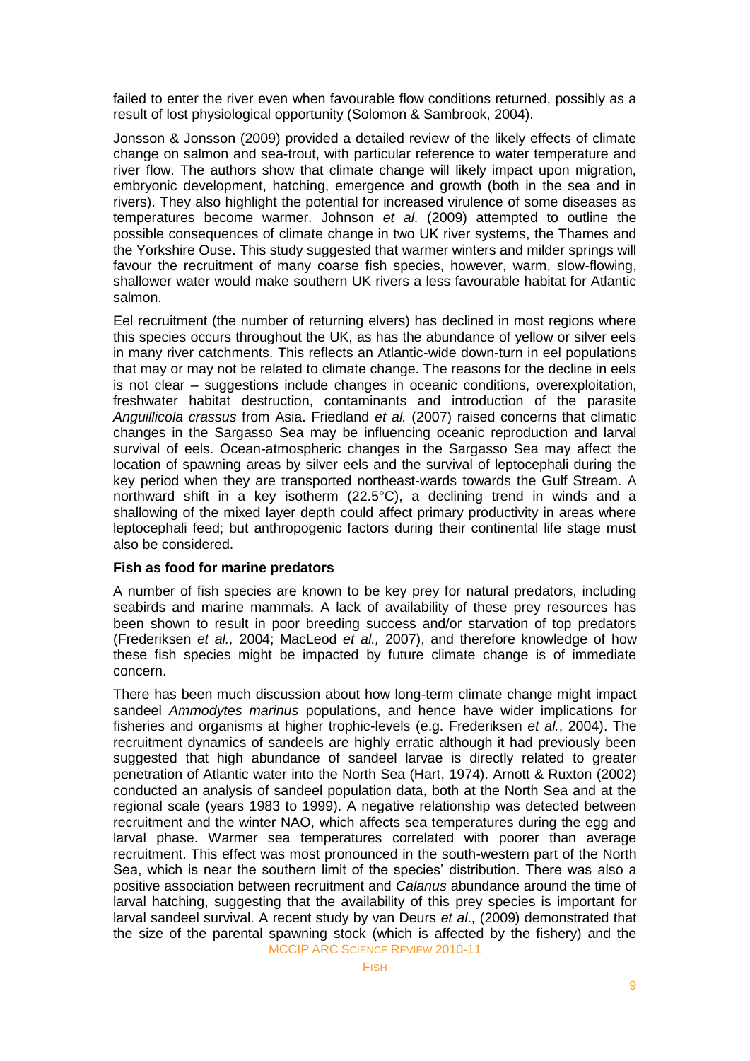failed to enter the river even when favourable flow conditions returned, possibly as a result of lost physiological opportunity (Solomon & Sambrook, 2004).

Jonsson & Jonsson (2009) provided a detailed review of the likely effects of climate change on salmon and sea-trout, with particular reference to water temperature and river flow. The authors show that climate change will likely impact upon migration, embryonic development, hatching, emergence and growth (both in the sea and in rivers). They also highlight the potential for increased virulence of some diseases as temperatures become warmer. Johnson *et al*. (2009) attempted to outline the possible consequences of climate change in two UK river systems, the Thames and the Yorkshire Ouse. This study suggested that warmer winters and milder springs will favour the recruitment of many coarse fish species, however, warm, slow-flowing, shallower water would make southern UK rivers a less favourable habitat for Atlantic salmon.

Eel recruitment (the number of returning elvers) has declined in most regions where this species occurs throughout the UK, as has the abundance of yellow or silver eels in many river catchments. This reflects an Atlantic-wide down-turn in eel populations that may or may not be related to climate change. The reasons for the decline in eels is not clear – suggestions include changes in oceanic conditions, overexploitation, freshwater habitat destruction, contaminants and introduction of the parasite *Anguillicola crassus* from Asia. Friedland *et al.* (2007) raised concerns that climatic changes in the Sargasso Sea may be influencing oceanic reproduction and larval survival of eels. Ocean-atmospheric changes in the Sargasso Sea may affect the location of spawning areas by silver eels and the survival of leptocephali during the key period when they are transported northeast-wards towards the Gulf Stream. A northward shift in a key isotherm (22.5°C), a declining trend in winds and a shallowing of the mixed layer depth could affect primary productivity in areas where leptocephali feed; but anthropogenic factors during their continental life stage must also be considered.

**Fish as food for marine predators**

A number of fish species are known to be key prey for natural predators, including seabirds and marine mammals. A lack of availability of these prey resources has been shown to result in poor breeding success and/or starvation of top predators (Frederiksen *et al.,* 2004; MacLeod *et al.,* 2007), and therefore knowledge of how these fish species might be impacted by future climate change is of immediate concern.

There has been much discussion about how long-term climate change might impact sandeel *Ammodytes marinus* populations, and hence have wider implications for fisheries and organisms at higher trophic-levels (e.g. Frederiksen *et al.*, 2004). The recruitment dynamics of sandeels are highly erratic although it had previously been suggested that high abundance of sandeel larvae is directly related to greater penetration of Atlantic water into the North Sea (Hart, 1974). Arnott & Ruxton (2002) conducted an analysis of sandeel population data, both at the North Sea and at the regional scale (years 1983 to 1999). A negative relationship was detected between recruitment and the winter NAO, which affects sea temperatures during the egg and larval phase. Warmer sea temperatures correlated with poorer than average recruitment. This effect was most pronounced in the south-western part of the North Sea, which is near the southern limit of the species' distribution. There was also a positive association between recruitment and *Calanus* abundance around the time of larval hatching, suggesting that the availability of this prey species is important for larval sandeel survival. A recent study by van Deurs *et al*., (2009) demonstrated that the size of the parental spawning stock (which is affected by the fishery) and the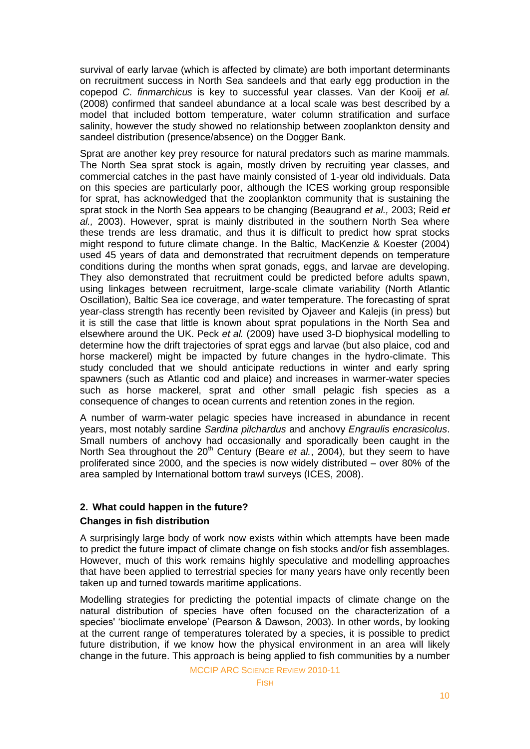survival of early larvae (which is affected by climate) are both important determinants on recruitment success in North Sea sandeels and that early egg production in the copepod *C. finmarchicus* is key to successful year classes. Van der Kooij *et al.* (2008) confirmed that sandeel abundance at a local scale was best described by a model that included bottom temperature, water column stratification and surface salinity, however the study showed no relationship between zooplankton density and sandeel distribution (presence/absence) on the Dogger Bank.

Sprat are another key prey resource for natural predators such as marine mammals. The North Sea sprat stock is again, mostly driven by recruiting year classes, and commercial catches in the past have mainly consisted of 1-year old individuals. Data on this species are particularly poor, although the ICES working group responsible for sprat, has acknowledged that the zooplankton community that is sustaining the sprat stock in the North Sea appears to be changing (Beaugrand *et al.,* 2003; Reid *et al.,* 2003). However, sprat is mainly distributed in the southern North Sea where these trends are less dramatic, and thus it is difficult to predict how sprat stocks might respond to future climate change. In the Baltic, MacKenzie & Koester (2004) used 45 years of data and demonstrated that recruitment depends on temperature conditions during the months when sprat gonads, eggs, and larvae are developing. They also demonstrated that recruitment could be predicted before adults spawn, using linkages between recruitment, large-scale climate variability (North Atlantic Oscillation), Baltic Sea ice coverage, and water temperature. The forecasting of sprat year-class strength has recently been revisited by Ojaveer and Kalejis (in press) but it is still the case that little is known about sprat populations in the North Sea and elsewhere around the UK. Peck *et al.* (2009) have used 3-D biophysical modelling to determine how the drift trajectories of sprat eggs and larvae (but also plaice, cod and horse mackerel) might be impacted by future changes in the hydro-climate. This study concluded that we should anticipate reductions in winter and early spring spawners (such as Atlantic cod and plaice) and increases in warmer-water species such as horse mackerel, sprat and other small pelagic fish species as a consequence of changes to ocean currents and retention zones in the region.

A number of warm-water pelagic species have increased in abundance in recent years, most notably sardine *Sardina pilchardus* and anchovy *Engraulis encrasicolus*. Small numbers of anchovy had occasionally and sporadically been caught in the North Sea throughout the 20th Century (Beare *et al.*, 2004), but they seem to have proliferated since 2000, and the species is now widely distributed – over 80% of the area sampled by International bottom trawl surveys (ICES, 2008).

## 2. What could happen in the future?

### Changes in fish distribution

A surprisingly large body of work now exists within which attempts have been made to predict the future impact of climate change on fish stocks and/or fish assemblages. However, much of this work remains highly speculative and modelling approaches that have been applied to terrestrial species for many years have only recently been taken up and turned towards maritime applications.

Modelling strategies for predicting the potential impacts of climate change on the natural distribution of species have often focused on the characterization of a species' 'bioclimate envelope' (Pearson & Dawson, 2003). In other words, by looking at the current range of temperatures tolerated by a species, it is possible to predict future distribution, if we know how the physical environment in an area will likely change in the future. This approach is being applied to fish communities by a number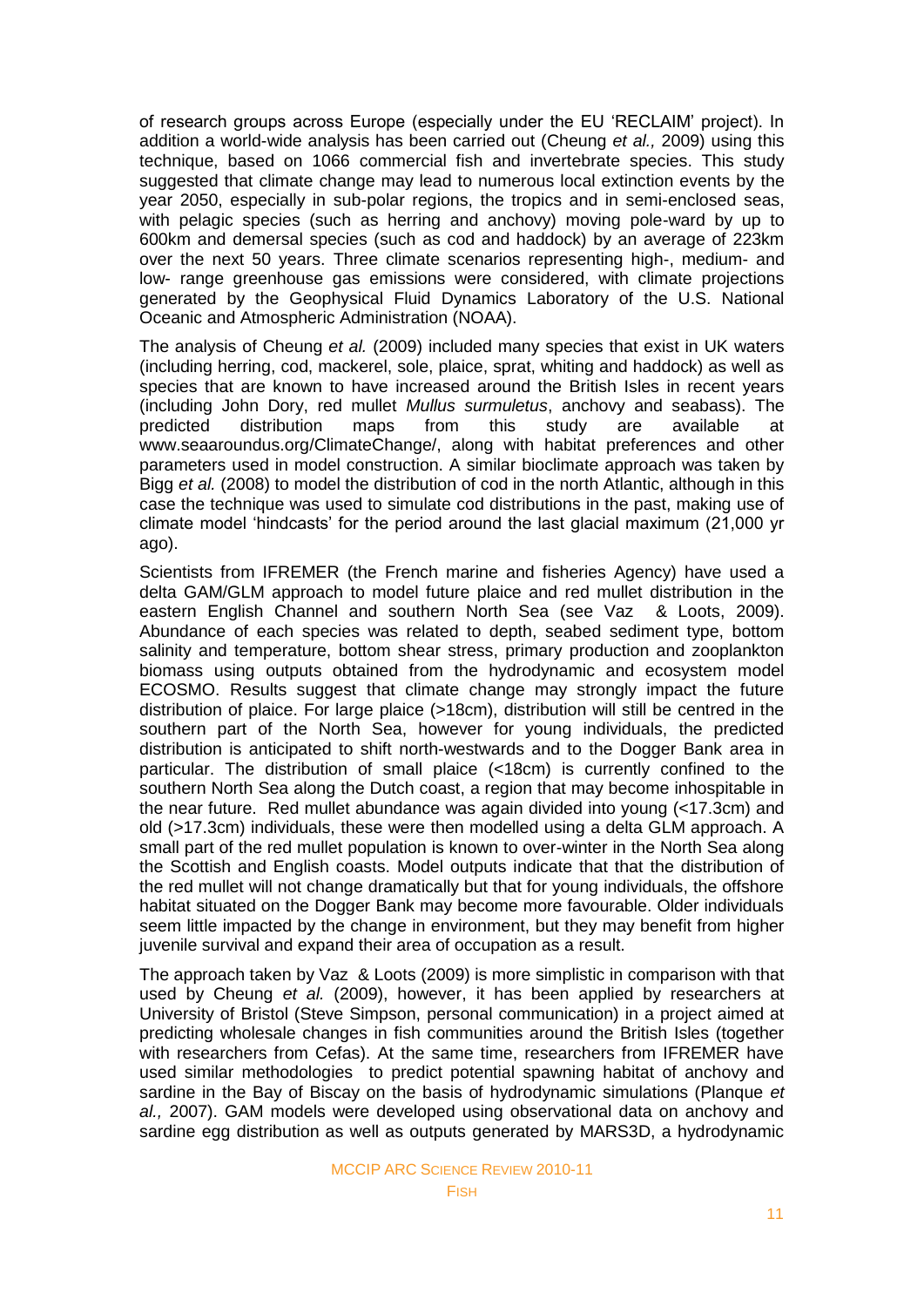of research groups across Europe (especially under the EU 'RECLAIM' project). In addition a world-wide analysis has been carried out (Cheung *et al.,* 2009) using this technique, based on 1066 commercial fish and invertebrate species. This study suggested that climate change may lead to numerous local extinction events by the year 2050, especially in sub-polar regions, the tropics and in semi-enclosed seas, with pelagic species (such as herring and anchovy) moving pole-ward by up to 600km and demersal species (such as cod and haddock) by an average of 223km over the next 50 years. Three climate scenarios representing high-, medium- and low- range greenhouse gas emissions were considered, with climate projections generated by the Geophysical Fluid Dynamics Laboratory of the U.S. National Oceanic and Atmospheric Administration (NOAA).

The analysis of Cheung *et al.* (2009) included many species that exist in UK waters (including herring, cod, mackerel, sole, plaice, sprat, whiting and haddock) as well as species that are known to have increased around the British Isles in recent years (including John Dory, red mullet *Mullus surmuletus*, anchovy and seabass). The predicted distribution maps from this study are available at www.seaaroundus.org/ClimateChange/, along with habitat preferences and other parameters used in model construction. A similar bioclimate approach was taken by Bigg *et al.* (2008) to model the distribution of cod in the north Atlantic, although in this case the technique was used to simulate cod distributions in the past, making use of climate model 'hindcasts' for the period around the last glacial maximum (21,000 yr ago).

Scientists from IFREMER (the French marine and fisheries Agency) have used a delta GAM/GLM approach to model future plaice and red mullet distribution in the eastern English Channel and southern North Sea (see Vaz & Loots, 2009). Abundance of each species was related to depth, seabed sediment type, bottom salinity and temperature, bottom shear stress, primary production and zooplankton biomass using outputs obtained from the hydrodynamic and ecosystem model ECOSMO. Results suggest that climate change may strongly impact the future distribution of plaice. For large plaice (>18cm), distribution will still be centred in the southern part of the North Sea, however for young individuals, the predicted distribution is anticipated to shift north-westwards and to the Dogger Bank area in particular. The distribution of small plaice (<18cm) is currently confined to the southern North Sea along the Dutch coast, a region that may become inhospitable in the near future. Red mullet abundance was again divided into young (<17.3cm) and old (>17.3cm) individuals, these were then modelled using a delta GLM approach. A small part of the red mullet population is known to over-winter in the North Sea along the Scottish and English coasts. Model outputs indicate that that the distribution of the red mullet will not change dramatically but that for young individuals, the offshore habitat situated on the Dogger Bank may become more favourable. Older individuals seem little impacted by the change in environment, but they may benefit from higher juvenile survival and expand their area of occupation as a result.

The approach taken by Vaz & Loots (2009) is more simplistic in comparison with that used by Cheung *et al.* (2009), however, it has been applied by researchers at University of Bristol (Steve Simpson, personal communication) in a project aimed at predicting wholesale changes in fish communities around the British Isles (together with researchers from Cefas). At the same time, researchers from IFREMER have used similar methodologies to predict potential spawning habitat of anchovy and sardine in the Bay of Biscay on the basis of hydrodynamic simulations (Planque *et al.,* 2007). GAM models were developed using observational data on anchovy and sardine egg distribution as well as outputs generated by MARS3D, a hydrodynamic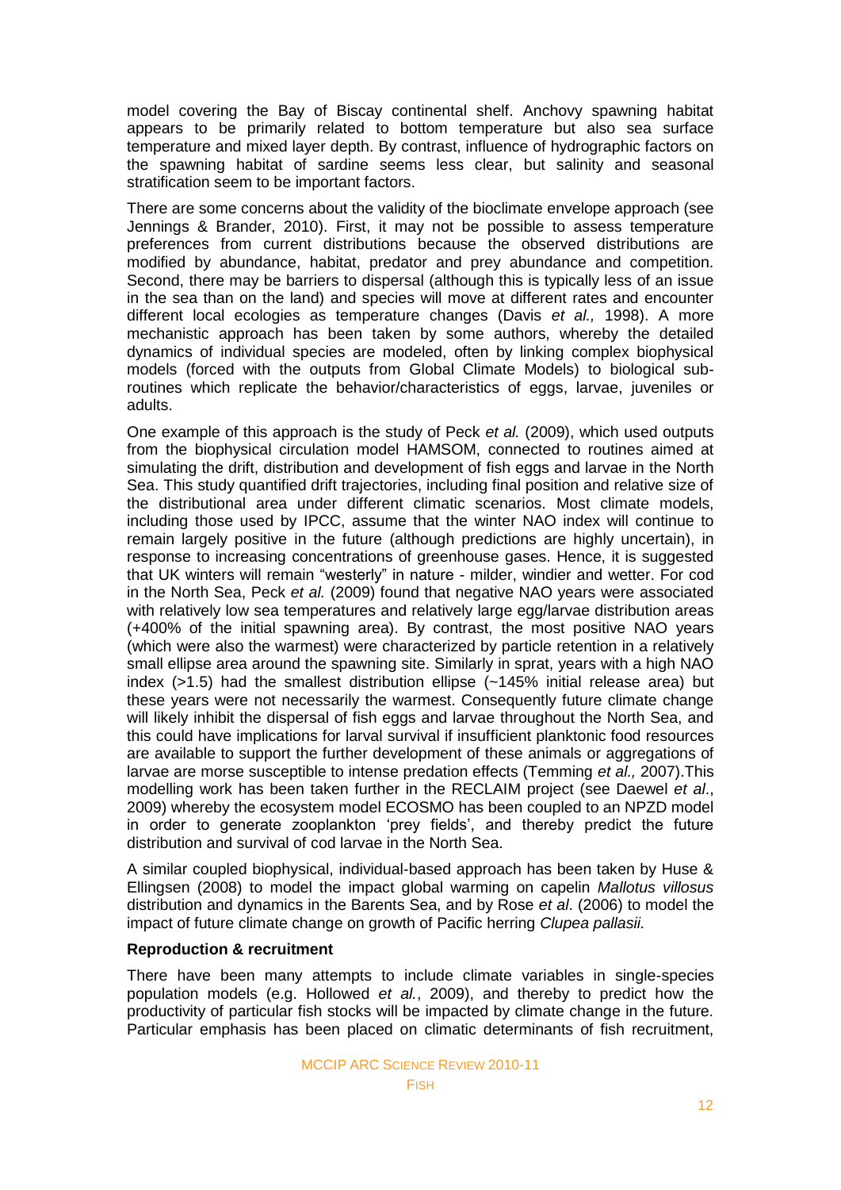model covering the Bay of Biscay continental shelf. Anchovy spawning habitat appears to be primarily related to bottom temperature but also sea surface temperature and mixed layer depth. By contrast, influence of hydrographic factors on the spawning habitat of sardine seems less clear, but salinity and seasonal stratification seem to be important factors.

There are some concerns about the validity of the bioclimate envelope approach (see Jennings & Brander, 2010). First, it may not be possible to assess temperature preferences from current distributions because the observed distributions are modified by abundance, habitat, predator and prey abundance and competition. Second, there may be barriers to dispersal (although this is typically less of an issue in the sea than on the land) and species will move at different rates and encounter different local ecologies as temperature changes (Davis *et al.,* 1998). A more mechanistic approach has been taken by some authors, whereby the detailed dynamics of individual species are modeled, often by linking complex biophysical models (forced with the outputs from Global Climate Models) to biological sub-routines which replicate the behavior/characteristics of eggs, larvae, juveniles or adults.

One example of this approach is the study of Peck *et al.* (2009), which used outputs from the biophysical circulation model HAMSOM, connected to routines aimed at simulating the drift, distribution and development of fish eggs and larvae in the North Sea. This study quantified drift trajectories, including final position and relative size of the distributional area under different climatic scenarios. Most climate models, including those used by IPCC, assume that the winter NAO index will continue to remain largely positive in the future (although predictions are highly uncertain), in response to increasing concentrations of greenhouse gases. Hence, it is suggested that UK winters will remain "westerly" in nature - milder, windier and wetter. For cod in the North Sea, Peck *et al.* (2009) found that negative NAO years were associated with relatively low sea temperatures and relatively large egg/larvae distribution areas (+400% of the initial spawning area). By contrast, the most positive NAO years (which were also the warmest) were characterized by particle retention in a relatively small ellipse area around the spawning site. Similarly in sprat, years with a high NAO index (>1.5) had the smallest distribution ellipse (~145% initial release area) but these years were not necessarily the warmest. Consequently future climate change will likely inhibit the dispersal of fish eggs and larvae throughout the North Sea, and this could have implications for larval survival if insufficient planktonic food resources are available to support the further development of these animals or aggregations of larvae are morse susceptible to intense predation effects (Temming *et al.,* 2007).This modelling work has been taken further in the RECLAIM project (see Daewel *et al*., 2009) whereby the ecosystem model ECOSMO has been coupled to an NPZD model in order to generate zooplankton 'prey fields', and thereby predict the future distribution and survival of cod larvae in the North Sea.

A similar coupled biophysical, individual-based approach has been taken by Huse & Ellingsen (2008) to model the impact global warming on capelin *Mallotus villosus* distribution and dynamics in the Barents Sea, and by Rose *et al*. (2006) to model the impact of future climate change on growth of Pacific herring *Clupea pallasii.*

**Reproduction & recruitment**

There have been many attempts to include climate variables in single-species population models (e.g. Hollowed *et al.*, 2009), and thereby to predict how the productivity of particular fish stocks will be impacted by climate change in the future. Particular emphasis has been placed on climatic determinants of fish recruitment,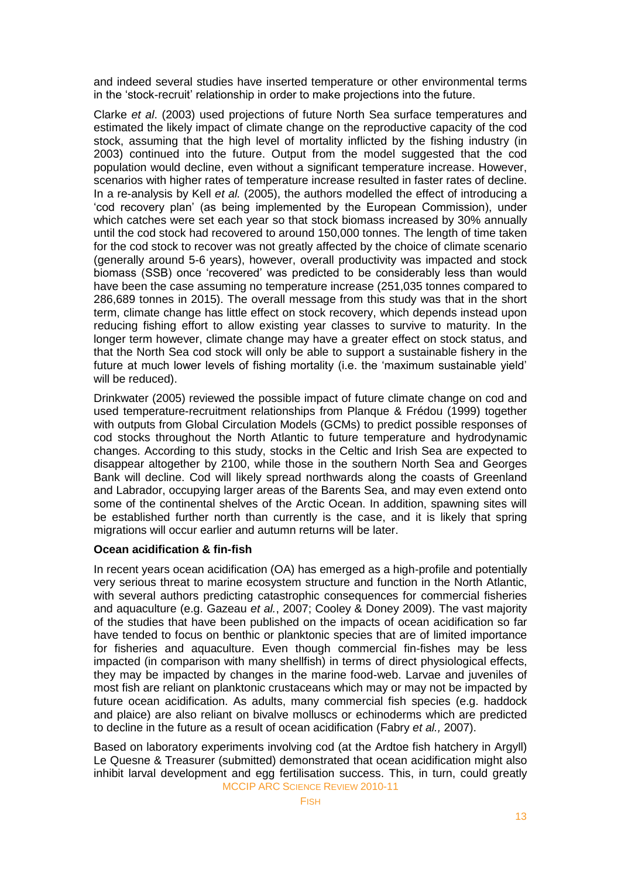and indeed several studies have inserted temperature or other environmental terms in the 'stock-recruit' relationship in order to make projections into the future.

Clarke *et al*. (2003) used projections of future North Sea surface temperatures and estimated the likely impact of climate change on the reproductive capacity of the cod stock, assuming that the high level of mortality inflicted by the fishing industry (in 2003) continued into the future. Output from the model suggested that the cod population would decline, even without a significant temperature increase. However, scenarios with higher rates of temperature increase resulted in faster rates of decline. In a re-analysis by Kell *et al.* (2005), the authors modelled the effect of introducing a 'cod recovery plan' (as being implemented by the European Commission), under which catches were set each year so that stock biomass increased by 30% annually until the cod stock had recovered to around 150,000 tonnes. The length of time taken for the cod stock to recover was not greatly affected by the choice of climate scenario (generally around 5-6 years), however, overall productivity was impacted and stock biomass (SSB) once 'recovered' was predicted to be considerably less than would have been the case assuming no temperature increase (251,035 tonnes compared to 286,689 tonnes in 2015). The overall message from this study was that in the short term, climate change has little effect on stock recovery, which depends instead upon reducing fishing effort to allow existing year classes to survive to maturity. In the longer term however, climate change may have a greater effect on stock status, and that the North Sea cod stock will only be able to support a sustainable fishery in the future at much lower levels of fishing mortality (i.e. the 'maximum sustainable yield' will be reduced).

Drinkwater (2005) reviewed the possible impact of future climate change on cod and used temperature-recruitment relationships from Planque & Frédou (1999) together with outputs from Global Circulation Models (GCMs) to predict possible responses of cod stocks throughout the North Atlantic to future temperature and hydrodynamic changes. According to this study, stocks in the Celtic and Irish Sea are expected to disappear altogether by 2100, while those in the southern North Sea and Georges Bank will decline. Cod will likely spread northwards along the coasts of Greenland and Labrador, occupying larger areas of the Barents Sea, and may even extend onto some of the continental shelves of the Arctic Ocean. In addition, spawning sites will be established further north than currently is the case, and it is likely that spring migrations will occur earlier and autumn returns will be later.

**Ocean acidification & fin-fish**

In recent years ocean acidification (OA) has emerged as a high-profile and potentially very serious threat to marine ecosystem structure and function in the North Atlantic, with several authors predicting catastrophic consequences for commercial fisheries and aquaculture (e.g. Gazeau *et al.*, 2007; Cooley & Doney 2009). The vast majority of the studies that have been published on the impacts of ocean acidification so far have tended to focus on benthic or planktonic species that are of limited importance for fisheries and aquaculture. Even though commercial fin-fishes may be less impacted (in comparison with many shellfish) in terms of direct physiological effects, they may be impacted by changes in the marine food-web. Larvae and juveniles of most fish are reliant on planktonic crustaceans which may or may not be impacted by future ocean acidification. As adults, many commercial fish species (e.g. haddock and plaice) are also reliant on bivalve molluscs or echinoderms which are predicted to decline in the future as a result of ocean acidification (Fabry *et al.,* 2007).

Based on laboratory experiments involving cod (at the Ardtoe fish hatchery in Argyll) Le Quesne & Treasurer (submitted) demonstrated that ocean acidification might also inhibit larval development and egg fertilisation success. This, in turn, could greatly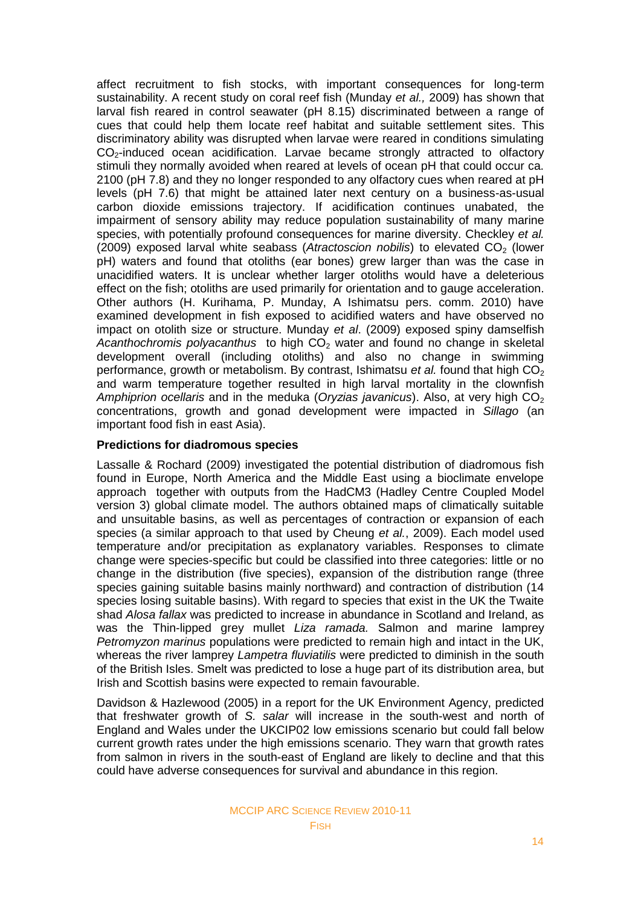affect recruitment to fish stocks, with important consequences for long-term sustainability. A recent study on coral reef fish (Munday *et al.,* 2009) has shown that larval fish reared in control seawater (pH 8.15) discriminated between a range of cues that could help them locate reef habitat and suitable settlement sites. This discriminatory ability was disrupted when larvae were reared in conditions simulating $CO_2$-induced ocean acidification. Larvae became strongly attracted to olfactory stimuli they normally avoided when reared at levels of ocean pH that could occur ca. 2100 (pH 7.8) and they no longer responded to any olfactory cues when reared at pH levels (pH 7.6) that might be attained later next century on a business-as-usual carbon dioxide emissions trajectory. If acidification continues unabated, the impairment of sensory ability may reduce population sustainability of many marine species, with potentially profound consequences for marine diversity. Checkley *et al.* (2009) exposed larval white seabass (*Atractoscion nobilis*) to elevated $CO_2$ (lower pH) waters and found that otoliths (ear bones) grew larger than was the case in unacidified waters. It is unclear whether larger otoliths would have a deleterious effect on the fish; otoliths are used primarily for orientation and to gauge acceleration. Other authors (H. Kurihama, P. Munday, A Ishimatsu pers. comm. 2010) have examined development in fish exposed to acidified waters and have observed no impact on otolith size or structure. Munday *et al*. (2009) exposed spiny damselfish *Acanthochromis polyacanthus* to high $CO_2$ water and found no change in skeletal development overall (including otoliths) and also no change in swimming performance, growth or metabolism. By contrast, Ishimatsu *et al.* found that high $CO_2$ and warm temperature together resulted in high larval mortality in the clownfish *Amphiprion ocellaris* and in the meduka (*Oryzias javanicus*). Also, at very high $CO_2$ concentrations, growth and gonad development were impacted in *Sillago* (an important food fish in east Asia).

**Predictions for diadromous species**

Lassalle & Rochard (2009) investigated the potential distribution of diadromous fish found in Europe, North America and the Middle East using a bioclimate envelope approach together with outputs from the HadCM3 (Hadley Centre Coupled Model version 3) global climate model. The authors obtained maps of climatically suitable and unsuitable basins, as well as percentages of contraction or expansion of each species (a similar approach to that used by Cheung *et al.*, 2009). Each model used temperature and/or precipitation as explanatory variables. Responses to climate change were species-specific but could be classified into three categories: little or no change in the distribution (five species), expansion of the distribution range (three species gaining suitable basins mainly northward) and contraction of distribution (14 species losing suitable basins). With regard to species that exist in the UK the Twaite shad *Alosa fallax* was predicted to increase in abundance in Scotland and Ireland, as was the Thin-lipped grey mullet *Liza ramada.* Salmon and marine lamprey *Petromyzon marinus* populations were predicted to remain high and intact in the UK, whereas the river lamprey *Lampetra fluviatilis* were predicted to diminish in the south of the British Isles. Smelt was predicted to lose a huge part of its distribution area, but Irish and Scottish basins were expected to remain favourable.

Davidson & Hazlewood (2005) in a report for the UK Environment Agency, predicted that freshwater growth of *S. salar* will increase in the south-west and north of England and Wales under the UKCIP02 low emissions scenario but could fall below current growth rates under the high emissions scenario. They warn that growth rates from salmon in rivers in the south-east of England are likely to decline and that this could have adverse consequences for survival and abundance in this region.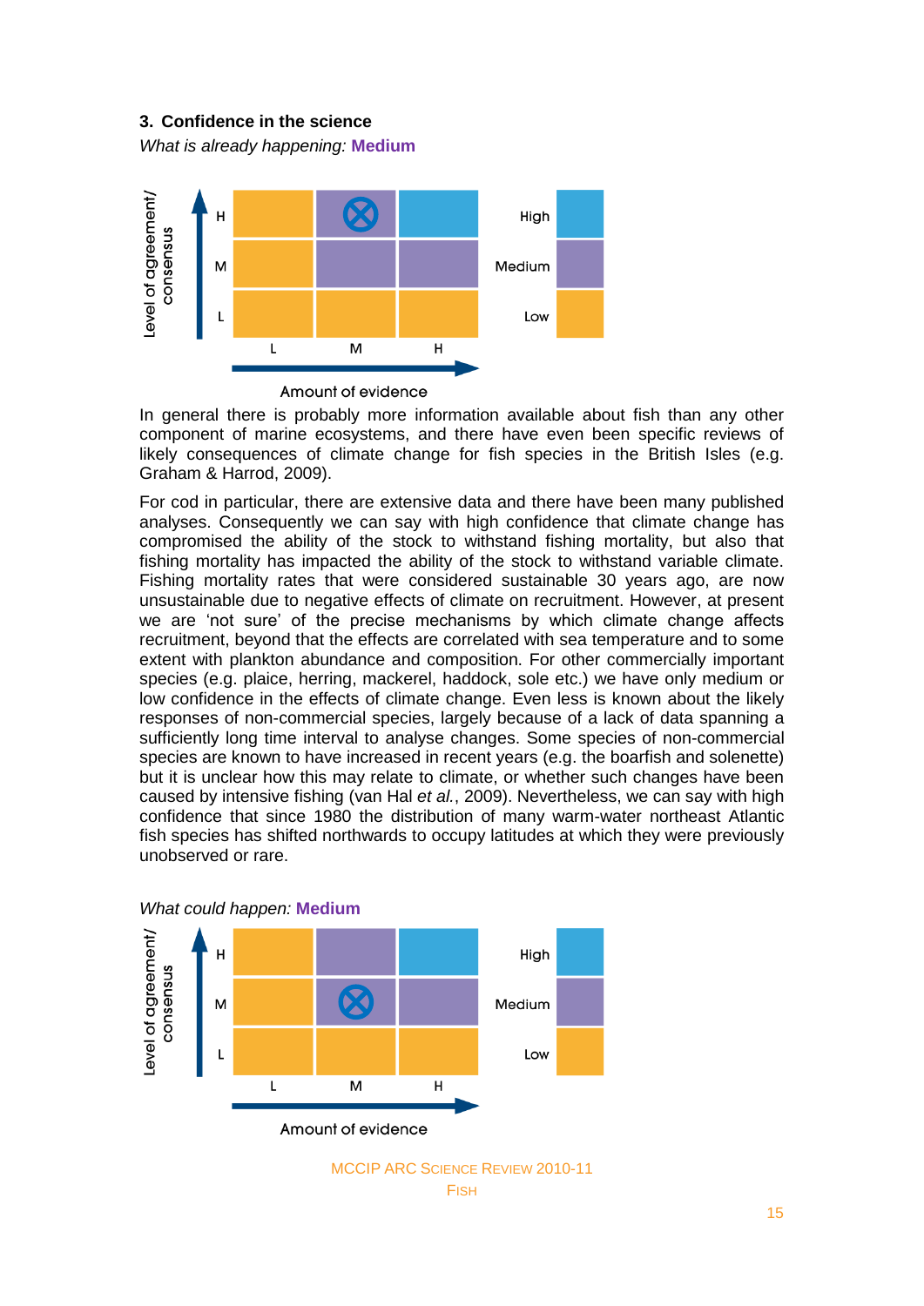## 3. Confidence in the science

*What is already happening:* **Medium**

In general there is probably more information available about fish than any other component of marine ecosystems, and there have even been specific reviews of likely consequences of climate change for fish species in the British Isles (e.g. Graham & Harrod, 2009).

For cod in particular, there are extensive data and there have been many published analyses. Consequently we can say with high confidence that climate change has compromised the ability of the stock to withstand fishing mortality, but also that fishing mortality has impacted the ability of the stock to withstand variable climate. Fishing mortality rates that were considered sustainable 30 years ago, are now unsustainable due to negative effects of climate on recruitment. However, at present we are 'not sure' of the precise mechanisms by which climate change affects recruitment, beyond that the effects are correlated with sea temperature and to some extent with plankton abundance and composition. For other commercially important species (e.g. plaice, herring, mackerel, haddock, sole etc.) we have only medium or low confidence in the effects of climate change. Even less is known about the likely responses of non-commercial species, largely because of a lack of data spanning a sufficiently long time interval to analyse changes. Some species of non-commercial species are known to have increased in recent years (e.g. the boarfish and solenette) but it is unclear how this may relate to climate, or whether such changes have been caused by intensive fishing (van Hal *et al.*, 2009). Nevertheless, we can say with high confidence that since 1980 the distribution of many warm-water northeast Atlantic fish species has shifted northwards to occupy latitudes at which they were previously unobserved or rare.

*What could happen:* **Medium**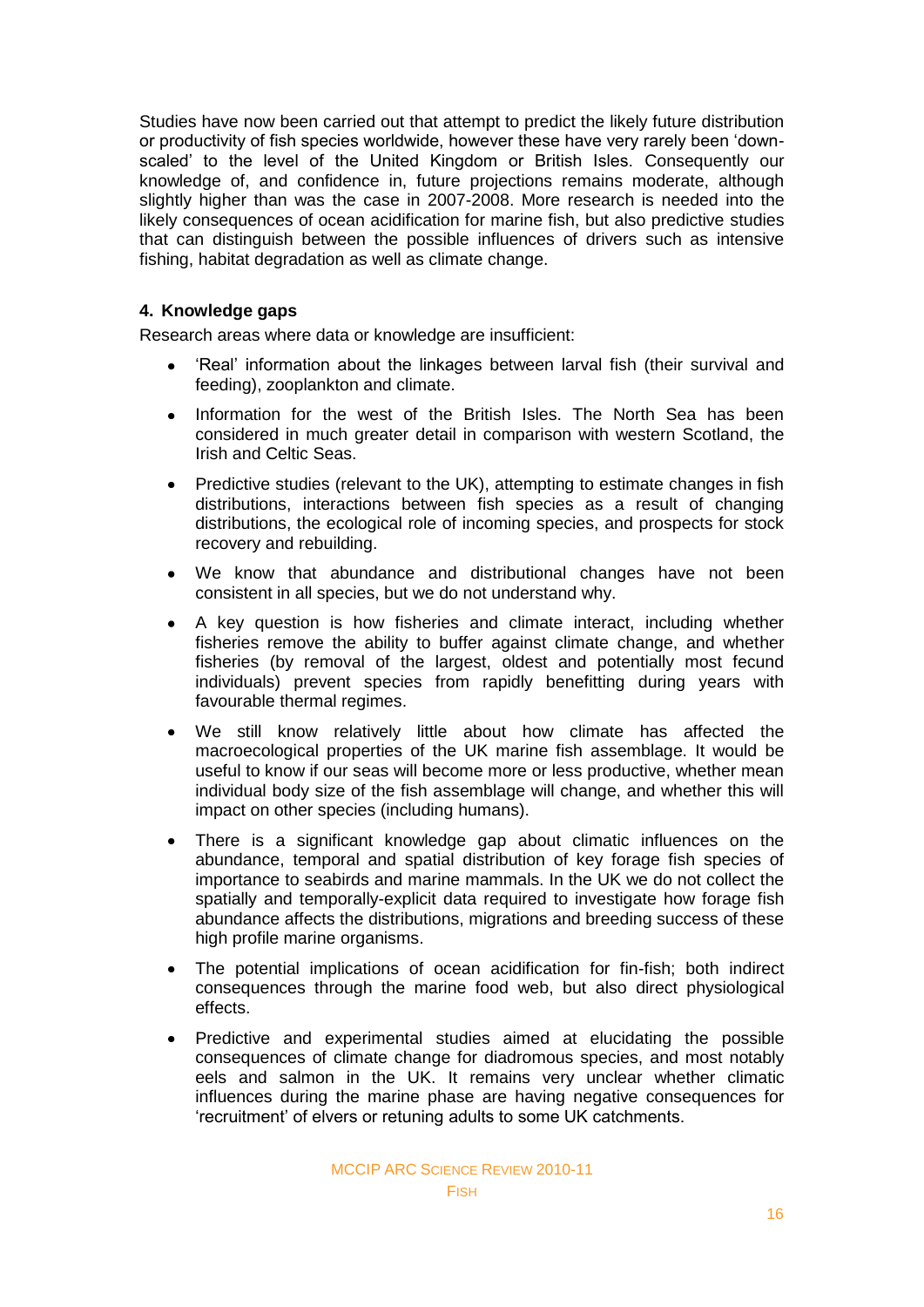Studies have now been carried out that attempt to predict the likely future distribution or productivity of fish species worldwide, however these have very rarely been 'down-scaled' to the level of the United Kingdom or British Isles. Consequently our knowledge of, and confidence in, future projections remains moderate, although slightly higher than was the case in 2007-2008. More research is needed into the likely consequences of ocean acidification for marine fish, but also predictive studies that can distinguish between the possible influences of drivers such as intensive fishing, habitat degradation as well as climate change.

## 4. Knowledge gaps

Research areas where data or knowledge are insufficient:

- 'Real' information about the linkages between larval fish (their survival and feeding), zooplankton and climate.
- Information for the west of the British Isles. The North Sea has been considered in much greater detail in comparison with western Scotland, the Irish and Celtic Seas.
- Predictive studies (relevant to the UK), attempting to estimate changes in fish distributions, interactions between fish species as a result of changing distributions, the ecological role of incoming species, and prospects for stock recovery and rebuilding.
- We know that abundance and distributional changes have not been consistent in all species, but we do not understand why.
- A key question is how fisheries and climate interact, including whether fisheries remove the ability to buffer against climate change, and whether fisheries (by removal of the largest, oldest and potentially most fecund individuals) prevent species from rapidly benefitting during years with favourable thermal regimes.
- We still know relatively little about how climate has affected the macroecological properties of the UK marine fish assemblage. It would be useful to know if our seas will become more or less productive, whether mean individual body size of the fish assemblage will change, and whether this will impact on other species (including humans).
- There is a significant knowledge gap about climatic influences on the abundance, temporal and spatial distribution of key forage fish species of importance to seabirds and marine mammals. In the UK we do not collect the spatially and temporally-explicit data required to investigate how forage fish abundance affects the distributions, migrations and breeding success of these high profile marine organisms.
- The potential implications of ocean acidification for fin-fish; both indirect consequences through the marine food web, but also direct physiological effects.
- Predictive and experimental studies aimed at elucidating the possible consequences of climate change for diadromous species, and most notably eels and salmon in the UK. It remains very unclear whether climatic influences during the marine phase are having negative consequences for 'recruitment' of elvers or retuning adults to some UK catchments.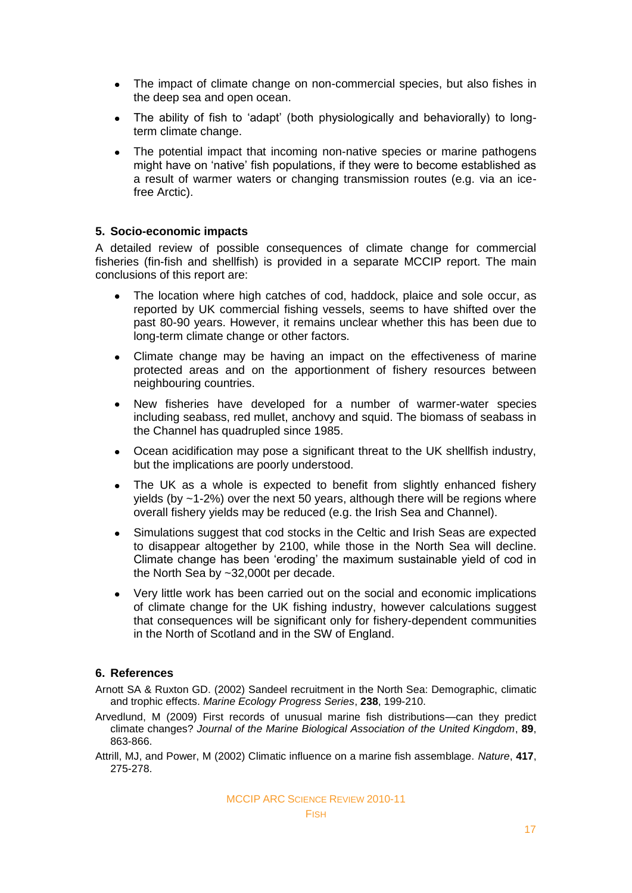- The impact of climate change on non-commercial species, but also fishes in the deep sea and open ocean.
- The ability of fish to 'adapt' (both physiologically and behaviorally) to long-term climate change.
- The potential impact that incoming non-native species or marine pathogens might have on 'native' fish populations, if they were to become established as a result of warmer waters or changing transmission routes (e.g. via an ice-free Arctic).

## 5. Socio-economic impacts

A detailed review of possible consequences of climate change for commercial fisheries (fin-fish and shellfish) is provided in a separate MCCIP report. The main conclusions of this report are:

- The location where high catches of cod, haddock, plaice and sole occur, as reported by UK commercial fishing vessels, seems to have shifted over the past 80-90 years. However, it remains unclear whether this has been due to long-term climate change or other factors.
- Climate change may be having an impact on the effectiveness of marine protected areas and on the apportionment of fishery resources between neighbouring countries.
- New fisheries have developed for a number of warmer-water species including seabass, red mullet, anchovy and squid. The biomass of seabass in the Channel has quadrupled since 1985.
- Ocean acidification may pose a significant threat to the UK shellfish industry, but the implications are poorly understood.
- The UK as a whole is expected to benefit from slightly enhanced fishery yields (by ~1-2%) over the next 50 years, although there will be regions where overall fishery yields may be reduced (e.g. the Irish Sea and Channel).
- Simulations suggest that cod stocks in the Celtic and Irish Seas are expected to disappear altogether by 2100, while those in the North Sea will decline. Climate change has been 'eroding' the maximum sustainable yield of cod in the North Sea by ~32,000t per decade.
- Very little work has been carried out on the social and economic implications of climate change for the UK fishing industry, however calculations suggest that consequences will be significant only for fishery-dependent communities in the North of Scotland and in the SW of England.

## 6. References

Arnott SA & Ruxton GD. (2002) Sandeel recruitment in the North Sea: Demographic, climatic and trophic effects. *Marine Ecology Progress Series*, **238**, 199-210.

Arvedlund, M (2009) First records of unusual marine fish distributions—can they predict climate changes? *Journal of the Marine Biological Association of the United Kingdom*, **89**, 863-866.

Attrill, MJ, and Power, M (2002) Climatic influence on a marine fish assemblage. *Nature*, **417**, 275-278.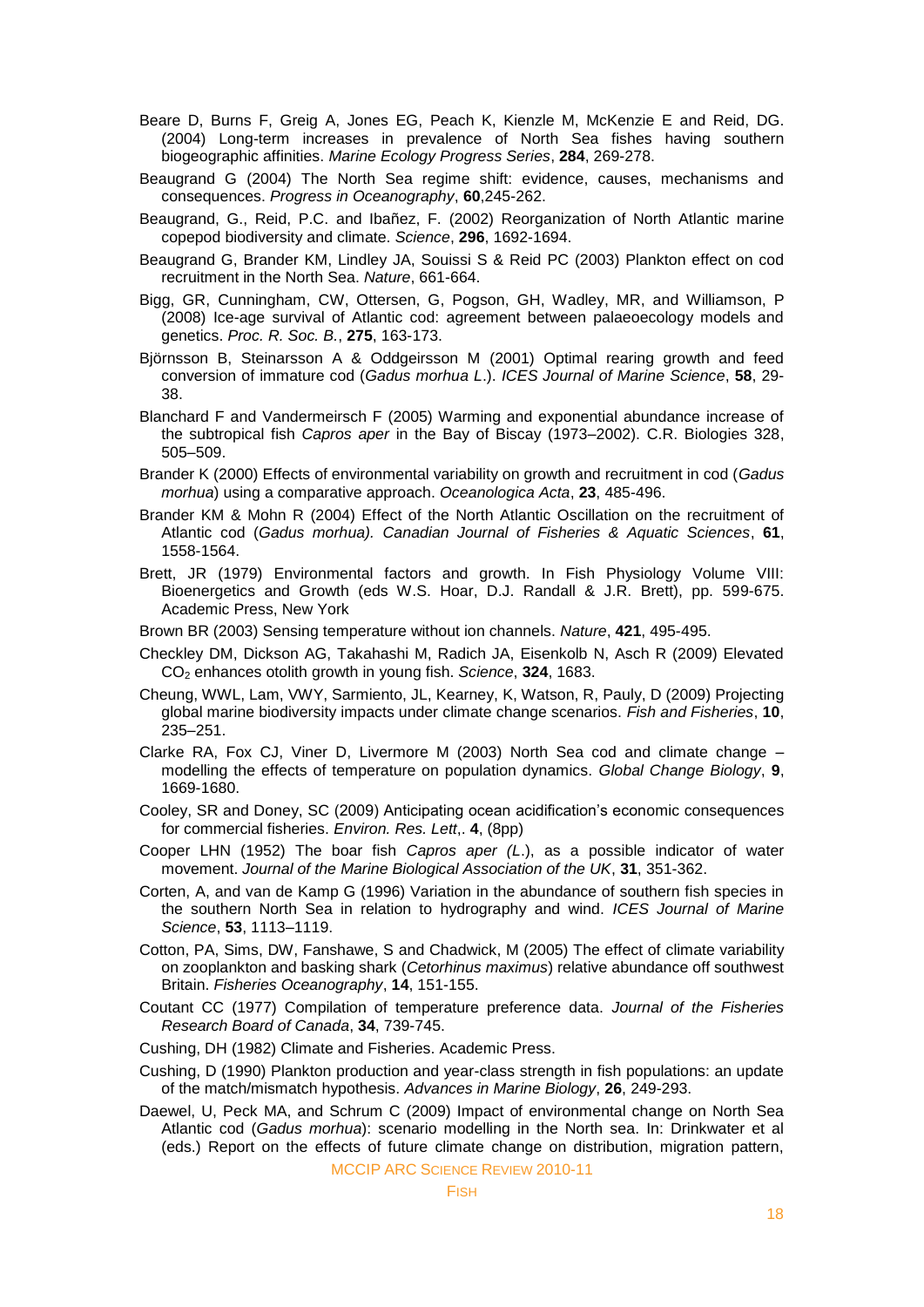Beare D, Burns F, Greig A, Jones EG, Peach K, Kienzle M, McKenzie E and Reid, DG. (2004) Long-term increases in prevalence of North Sea fishes having southern biogeographic affinities. *Marine Ecology Progress Series*, **284**, 269-278.

Beaugrand G (2004) The North Sea regime shift: evidence, causes, mechanisms and consequences. *Progress in Oceanography*, **60**,245-262.

Beaugrand, G., Reid, P.C. and Ibañez, F. (2002) Reorganization of North Atlantic marine copepod biodiversity and climate. *Science*, **296**, 1692-1694.

Beaugrand G, Brander KM, Lindley JA, Souissi S & Reid PC (2003) Plankton effect on cod recruitment in the North Sea. *Nature*, 661-664.

Bigg, GR, Cunningham, CW, Ottersen, G, Pogson, GH, Wadley, MR, and Williamson, P (2008) Ice-age survival of Atlantic cod: agreement between palaeoecology models and genetics. *Proc. R. Soc. B.*, **275**, 163-173.

Björnsson B, Steinarsson A & Oddgeirsson M (2001) Optimal rearing growth and feed conversion of immature cod (*Gadus morhua L*.). *ICES Journal of Marine Science*, **58**, 29-38.

Blanchard F and Vandermeirsch F (2005) Warming and exponential abundance increase of the subtropical fish *Capros aper* in the Bay of Biscay (1973–2002). C.R. Biologies 328, 505–509.

Brander K (2000) Effects of environmental variability on growth and recruitment in cod (*Gadus morhua*) using a comparative approach. *Oceanologica Acta*, **23**, 485-496.

Brander KM & Mohn R (2004) Effect of the North Atlantic Oscillation on the recruitment of Atlantic cod (*Gadus morhua). Canadian Journal of Fisheries & Aquatic Sciences*, **61**, 1558-1564.

Brett, JR (1979) Environmental factors and growth. In Fish Physiology Volume VIII: Bioenergetics and Growth (eds W.S. Hoar, D.J. Randall & J.R. Brett), pp. 599-675. Academic Press, New York

Brown BR (2003) Sensing temperature without ion channels. *Nature*, **421**, 495-495.

Checkley DM, Dickson AG, Takahashi M, Radich JA, Eisenkolb N, Asch R (2009) Elevated $CO_2$ enhances otolith growth in young fish. *Science*, **324**, 1683.

Cheung, WWL, Lam, VWY, Sarmiento, JL, Kearney, K, Watson, R, Pauly, D (2009) Projecting global marine biodiversity impacts under climate change scenarios. *Fish and Fisheries*, **10**, 235–251.

Clarke RA, Fox CJ, Viner D, Livermore M (2003) North Sea cod and climate change – modelling the effects of temperature on population dynamics. *Global Change Biology*, **9**, 1669-1680.

Cooley, SR and Doney, SC (2009) Anticipating ocean acidification's economic consequences for commercial fisheries. *Environ. Res. Lett*,. **4**, (8pp)

Cooper LHN (1952) The boar fish *Capros aper (L*.), as a possible indicator of water movement. *Journal of the Marine Biological Association of the UK*, **31**, 351-362.

Corten, A, and van de Kamp G (1996) Variation in the abundance of southern fish species in the southern North Sea in relation to hydrography and wind. *ICES Journal of Marine Science*, **53**, 1113–1119.

Cotton, PA, Sims, DW, Fanshawe, S and Chadwick, M (2005) The effect of climate variability on zooplankton and basking shark (*Cetorhinus maximus*) relative abundance off southwest Britain. *Fisheries Oceanography*, **14**, 151-155.

Coutant CC (1977) Compilation of temperature preference data. *Journal of the Fisheries Research Board of Canada*, **34**, 739-745.

Cushing, DH (1982) Climate and Fisheries. Academic Press.

Cushing, D (1990) Plankton production and year-class strength in fish populations: an update of the match/mismatch hypothesis. *Advances in Marine Biology*, **26**, 249-293.

Daewel, U, Peck MA, and Schrum C (2009) Impact of environmental change on North Sea Atlantic cod (*Gadus morhua*): scenario modelling in the North sea. In: Drinkwater et al (eds.) Report on the effects of future climate change on distribution, migration pattern,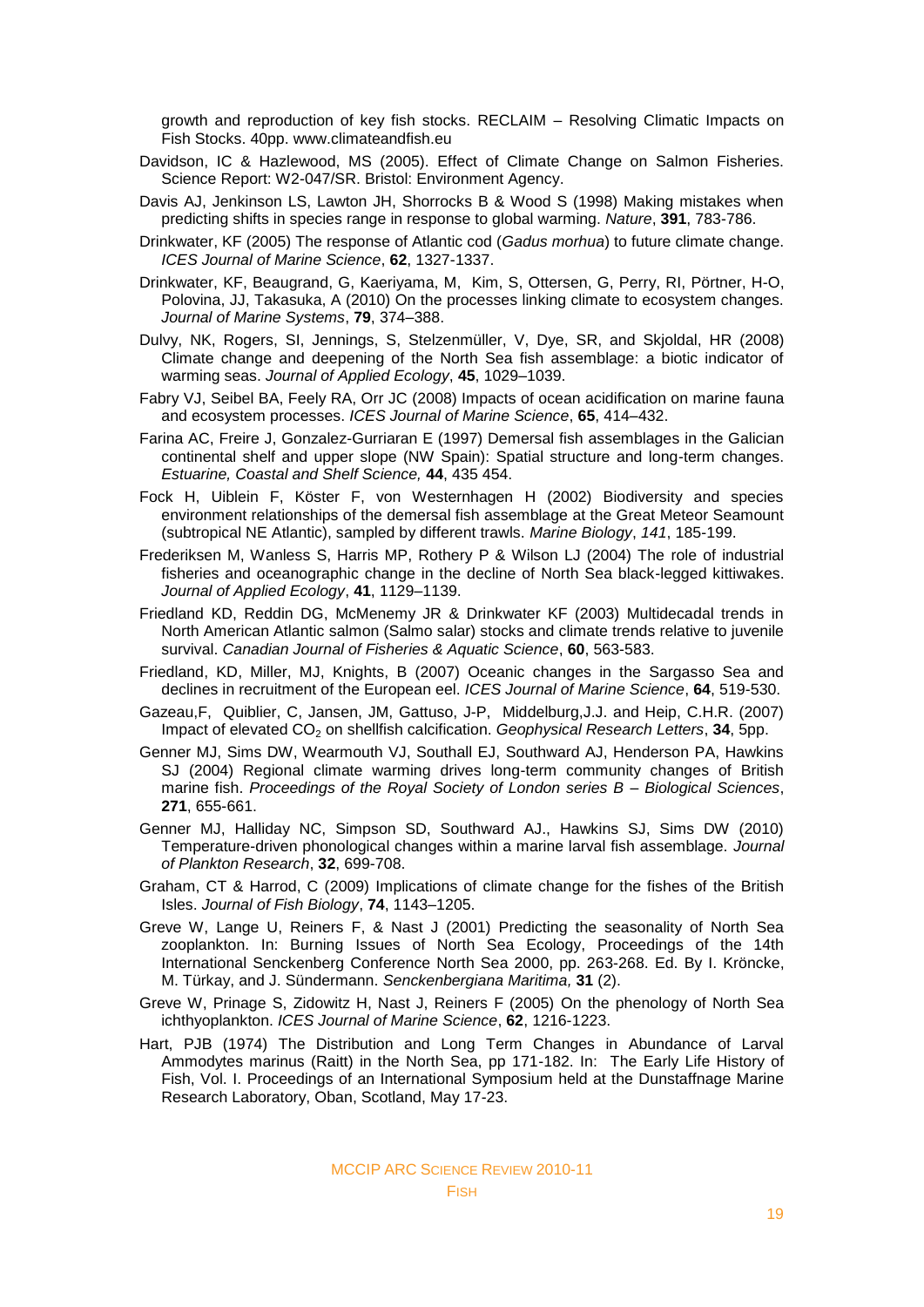growth and reproduction of key fish stocks. RECLAIM – Resolving Climatic Impacts on Fish Stocks. 40pp. www.climateandfish.eu

Davidson, IC & Hazlewood, MS (2005). Effect of Climate Change on Salmon Fisheries. Science Report: W2-047/SR. Bristol: Environment Agency.

Davis AJ, Jenkinson LS, Lawton JH, Shorrocks B & Wood S (1998) Making mistakes when predicting shifts in species range in response to global warming. *Nature*, **391**, 783-786.

Drinkwater, KF (2005) The response of Atlantic cod (*Gadus morhua*) to future climate change. *ICES Journal of Marine Science*, **62**, 1327-1337.

Drinkwater, KF, Beaugrand, G, Kaeriyama, M, Kim, S, Ottersen, G, Perry, RI, Pörtner, H-O, Polovina, JJ, Takasuka, A (2010) On the processes linking climate to ecosystem changes. *Journal of Marine Systems*, **79**, 374–388.

Dulvy, NK, Rogers, SI, Jennings, S, Stelzenmüller, V, Dye, SR, and Skjoldal, HR (2008) Climate change and deepening of the North Sea fish assemblage: a biotic indicator of warming seas. *Journal of Applied Ecology*, **45**, 1029–1039.

Fabry VJ, Seibel BA, Feely RA, Orr JC (2008) Impacts of ocean acidification on marine fauna and ecosystem processes. *ICES Journal of Marine Science*, **65**, 414–432.

Farina AC, Freire J, Gonzalez-Gurriaran E (1997) Demersal fish assemblages in the Galician continental shelf and upper slope (NW Spain): Spatial structure and long-term changes. *Estuarine, Coastal and Shelf Science,* **44**, 435 454.

Fock H, Uiblein F, Köster F, von Westernhagen H (2002) Biodiversity and species environment relationships of the demersal fish assemblage at the Great Meteor Seamount (subtropical NE Atlantic), sampled by different trawls. *Marine Biology*, *141*, 185-199.

Frederiksen M, Wanless S, Harris MP, Rothery P & Wilson LJ (2004) The role of industrial fisheries and oceanographic change in the decline of North Sea black-legged kittiwakes. *Journal of Applied Ecology*, **41**, 1129–1139.

Friedland KD, Reddin DG, McMenemy JR & Drinkwater KF (2003) Multidecadal trends in North American Atlantic salmon (Salmo salar) stocks and climate trends relative to juvenile survival. *Canadian Journal of Fisheries & Aquatic Science*, **60**, 563-583.

Friedland, KD, Miller, MJ, Knights, B (2007) Oceanic changes in the Sargasso Sea and declines in recruitment of the European eel. *ICES Journal of Marine Science*, **64**, 519-530.

Gazeau,F, Quiblier, C, Jansen, JM, Gattuso, J-P, Middelburg,J.J. and Heip, C.H.R. (2007) Impact of elevated $CO_2$ on shellfish calcification. *Geophysical Research Letters*, **34**, 5pp.

Genner MJ, Sims DW, Wearmouth VJ, Southall EJ, Southward AJ, Henderson PA, Hawkins SJ (2004) Regional climate warming drives long-term community changes of British marine fish. *Proceedings of the Royal Society of London series B – Biological Sciences*, **271**, 655-661.

Genner MJ, Halliday NC, Simpson SD, Southward AJ., Hawkins SJ, Sims DW (2010) Temperature-driven phonological changes within a marine larval fish assemblage. *Journal of Plankton Research*, **32**, 699-708.

Graham, CT & Harrod, C (2009) Implications of climate change for the fishes of the British Isles. *Journal of Fish Biology*, **74**, 1143–1205.

Greve W, Lange U, Reiners F, & Nast J (2001) Predicting the seasonality of North Sea zooplankton. In: Burning Issues of North Sea Ecology, Proceedings of the 14th International Senckenberg Conference North Sea 2000, pp. 263-268. Ed. By I. Kröncke, M. Türkay, and J. Sündermann. *Senckenbergiana Maritima,* **31** (2).

Greve W, Prinage S, Zidowitz H, Nast J, Reiners F (2005) On the phenology of North Sea ichthyoplankton. *ICES Journal of Marine Science*, **62**, 1216-1223.

Hart, PJB (1974) The Distribution and Long Term Changes in Abundance of Larval Ammodytes marinus (Raitt) in the North Sea, pp 171-182. In: The Early Life History of Fish, Vol. I. Proceedings of an International Symposium held at the Dunstaffnage Marine Research Laboratory, Oban, Scotland, May 17-23.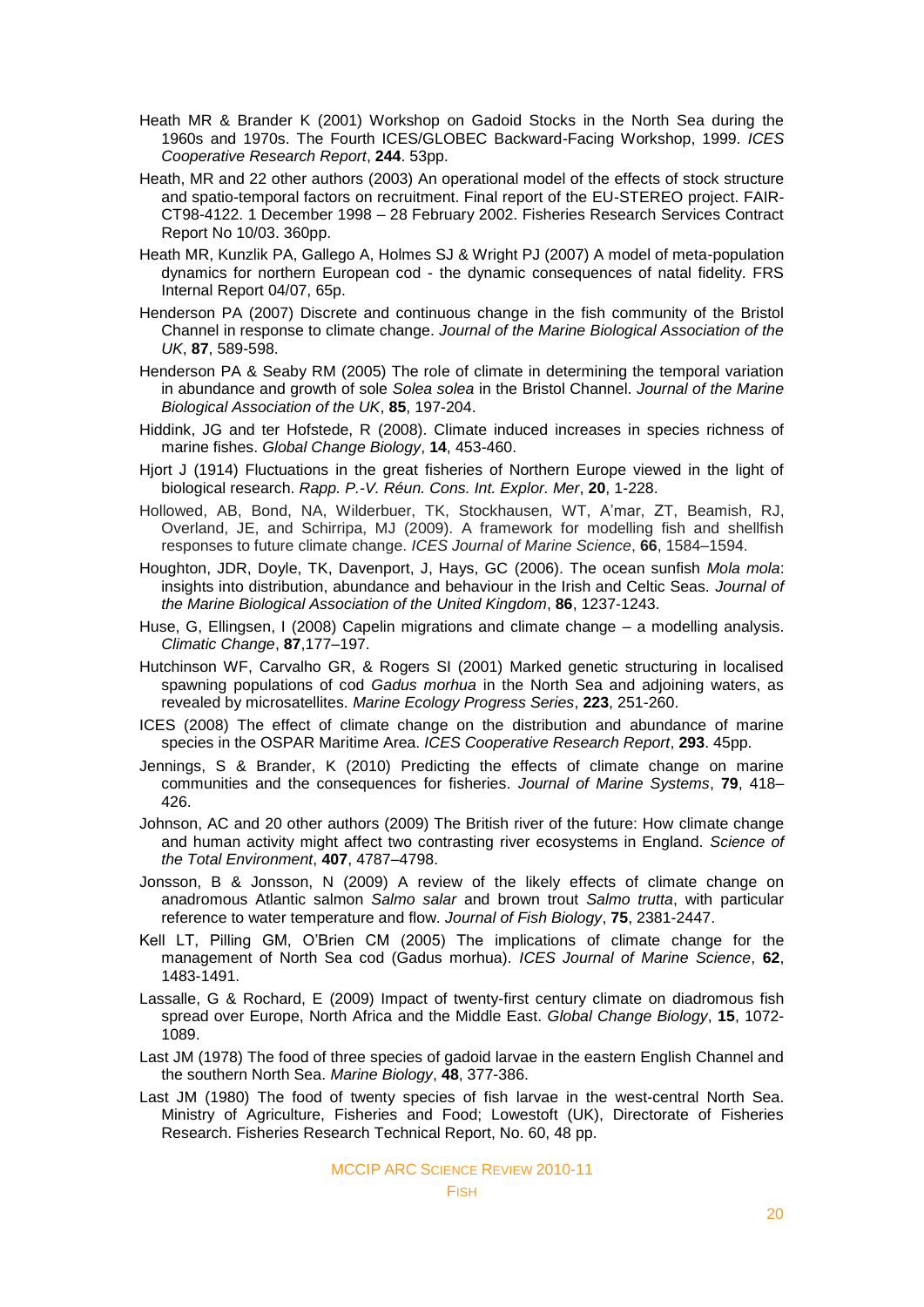Heath MR & Brander K (2001) Workshop on Gadoid Stocks in the North Sea during the 1960s and 1970s. The Fourth ICES/GLOBEC Backward-Facing Workshop, 1999. *ICES Cooperative Research Report*, **244**. 53pp.

Heath, MR and 22 other authors (2003) An operational model of the effects of stock structure and spatio-temporal factors on recruitment. Final report of the EU-STEREO project. FAIR-CT98-4122. 1 December 1998 – 28 February 2002. Fisheries Research Services Contract Report No 10/03. 360pp.

Heath MR, Kunzlik PA, Gallego A, Holmes SJ & Wright PJ (2007) A model of meta-population dynamics for northern European cod - the dynamic consequences of natal fidelity. FRS Internal Report 04/07, 65p.

Henderson PA (2007) Discrete and continuous change in the fish community of the Bristol Channel in response to climate change. *Journal of the Marine Biological Association of the UK*, **87**, 589-598.

Henderson PA & Seaby RM (2005) The role of climate in determining the temporal variation in abundance and growth of sole *Solea solea* in the Bristol Channel. *Journal of the Marine Biological Association of the UK*, **85**, 197-204.

Hiddink, JG and ter Hofstede, R (2008). Climate induced increases in species richness of marine fishes. *Global Change Biology*, **14**, 453-460.

Hjort J (1914) Fluctuations in the great fisheries of Northern Europe viewed in the light of biological research. *Rapp. P.-V. Réun. Cons. Int. Explor. Mer*, **20**, 1-228.

Hollowed, AB, Bond, NA, Wilderbuer, TK, Stockhausen, WT, A'mar, ZT, Beamish, RJ, Overland, JE, and Schirripa, MJ (2009). A framework for modelling fish and shellfish responses to future climate change. *ICES Journal of Marine Science*, **66**, 1584–1594.

Houghton, JDR, Doyle, TK, Davenport, J, Hays, GC (2006). The ocean sunfish *Mola mola*: insights into distribution, abundance and behaviour in the Irish and Celtic Seas. *Journal of the Marine Biological Association of the United Kingdom*, **86**, 1237-1243.

Huse, G, Ellingsen, I (2008) Capelin migrations and climate change – a modelling analysis. *Climatic Change*, **87**,177–197.

Hutchinson WF, Carvalho GR, & Rogers SI (2001) Marked genetic structuring in localised spawning populations of cod *Gadus morhua* in the North Sea and adjoining waters, as revealed by microsatellites. *Marine Ecology Progress Series*, **223**, 251-260.

ICES (2008) The effect of climate change on the distribution and abundance of marine species in the OSPAR Maritime Area. *ICES Cooperative Research Report*, **293**. 45pp.

Jennings, S & Brander, K (2010) Predicting the effects of climate change on marine communities and the consequences for fisheries. *Journal of Marine Systems*, **79**, 418–426.

Johnson, AC and 20 other authors (2009) The British river of the future: How climate change and human activity might affect two contrasting river ecosystems in England. *Science of the Total Environment*, **407**, 4787–4798.

Jonsson, B & Jonsson, N (2009) A review of the likely effects of climate change on anadromous Atlantic salmon *Salmo salar* and brown trout *Salmo trutta*, with particular reference to water temperature and flow. *Journal of Fish Biology*, **75**, 2381-2447.

Kell LT, Pilling GM, O'Brien CM (2005) The implications of climate change for the management of North Sea cod (Gadus morhua). *ICES Journal of Marine Science*, **62**, 1483-1491.

Lassalle, G & Rochard, E (2009) Impact of twenty-first century climate on diadromous fish spread over Europe, North Africa and the Middle East. *Global Change Biology*, **15**, 1072-1089.

Last JM (1978) The food of three species of gadoid larvae in the eastern English Channel and the southern North Sea. *Marine Biology*, **48**, 377-386.

Last JM (1980) The food of twenty species of fish larvae in the west-central North Sea. Ministry of Agriculture, Fisheries and Food; Lowestoft (UK), Directorate of Fisheries Research. Fisheries Research Technical Report, No. 60, 48 pp.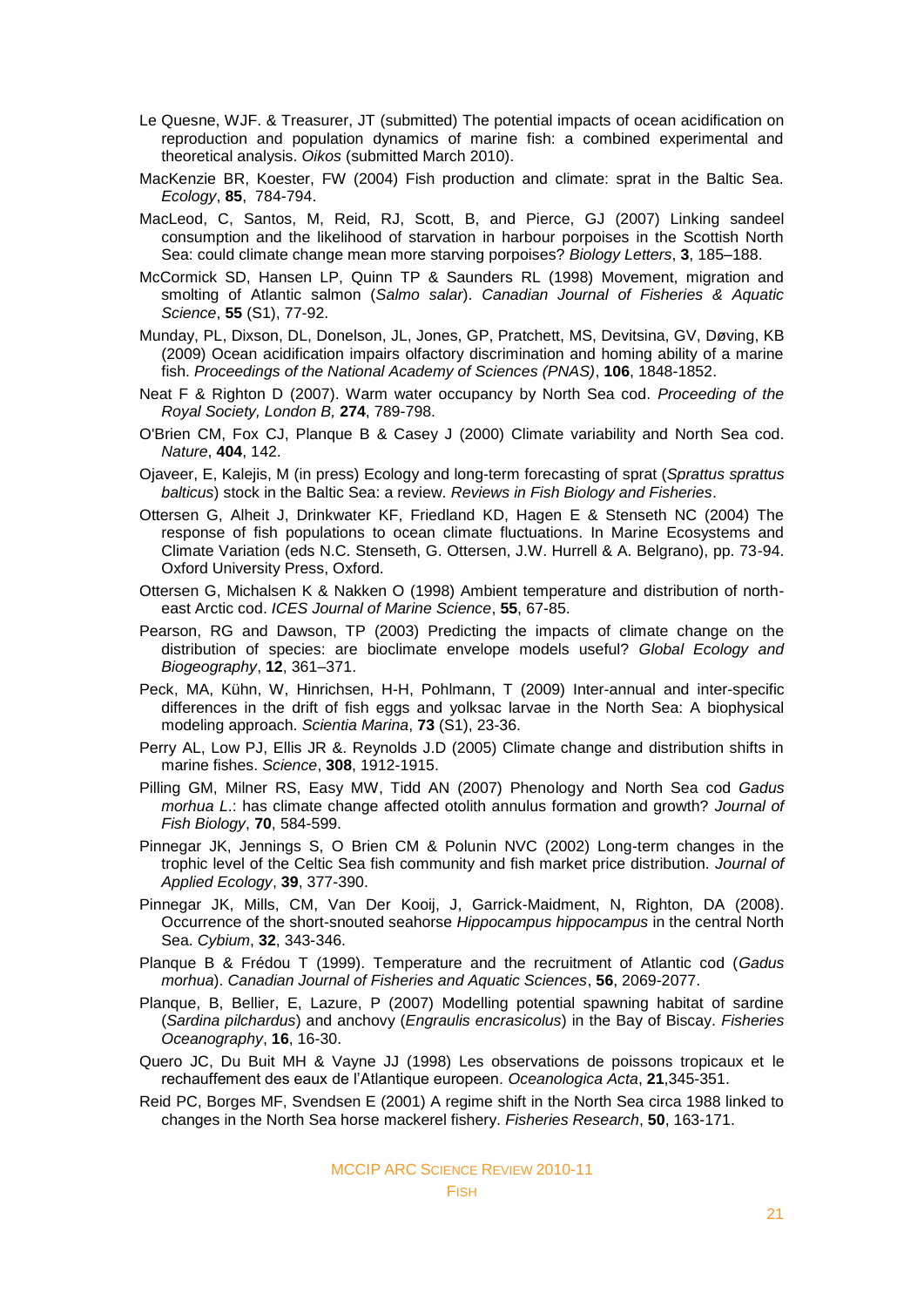Le Quesne, WJF. & Treasurer, JT (submitted) The potential impacts of ocean acidification on reproduction and population dynamics of marine fish: a combined experimental and theoretical analysis. *Oikos* (submitted March 2010).

MacKenzie BR, Koester, FW (2004) Fish production and climate: sprat in the Baltic Sea. *Ecology*, **85**, 784-794.

MacLeod, C, Santos, M, Reid, RJ, Scott, B, and Pierce, GJ (2007) Linking sandeel consumption and the likelihood of starvation in harbour porpoises in the Scottish North Sea: could climate change mean more starving porpoises? *Biology Letters*, **3**, 185–188.

McCormick SD, Hansen LP, Quinn TP & Saunders RL (1998) Movement, migration and smolting of Atlantic salmon (*Salmo salar*). *Canadian Journal of Fisheries & Aquatic Science*, **55** (S1), 77-92.

Munday, PL, Dixson, DL, Donelson, JL, Jones, GP, Pratchett, MS, Devitsina, GV, Døving, KB (2009) Ocean acidification impairs olfactory discrimination and homing ability of a marine fish. *Proceedings of the National Academy of Sciences (PNAS)*, **106**, 1848-1852.

Neat F & Righton D (2007). Warm water occupancy by North Sea cod. *Proceeding of the Royal Society, London B,* **274**, 789-798.

O'Brien CM, Fox CJ, Planque B & Casey J (2000) Climate variability and North Sea cod. *Nature*, **404**, 142.

Ojaveer, E, Kalejis, M (in press) Ecology and long-term forecasting of sprat (*Sprattus sprattus balticus*) stock in the Baltic Sea: a review. *Reviews in Fish Biology and Fisheries*.

Ottersen G, Alheit J, Drinkwater KF, Friedland KD, Hagen E & Stenseth NC (2004) The response of fish populations to ocean climate fluctuations. In Marine Ecosystems and Climate Variation (eds N.C. Stenseth, G. Ottersen, J.W. Hurrell & A. Belgrano), pp. 73-94. Oxford University Press, Oxford.

Ottersen G, Michalsen K & Nakken O (1998) Ambient temperature and distribution of north-east Arctic cod. *ICES Journal of Marine Science*, **55**, 67-85.

Pearson, RG and Dawson, TP (2003) Predicting the impacts of climate change on the distribution of species: are bioclimate envelope models useful? *Global Ecology and Biogeography*, **12**, 361–371.

Peck, MA, Kühn, W, Hinrichsen, H-H, Pohlmann, T (2009) Inter-annual and inter-specific differences in the drift of fish eggs and yolksac larvae in the North Sea: A biophysical modeling approach. *Scientia Marina*, **73** (S1), 23-36.

Perry AL, Low PJ, Ellis JR &. Reynolds J.D (2005) Climate change and distribution shifts in marine fishes. *Science*, **308**, 1912-1915.

Pilling GM, Milner RS, Easy MW, Tidd AN (2007) Phenology and North Sea cod *Gadus morhua L.*: has climate change affected otolith annulus formation and growth? *Journal of Fish Biology*, **70**, 584-599.

Pinnegar JK, Jennings S, O Brien CM & Polunin NVC (2002) Long-term changes in the trophic level of the Celtic Sea fish community and fish market price distribution. *Journal of Applied Ecology*, **39**, 377-390.

Pinnegar JK, Mills, CM, Van Der Kooij, J, Garrick-Maidment, N, Righton, DA (2008). Occurrence of the short-snouted seahorse *Hippocampus hippocampus* in the central North Sea. *Cybium*, **32**, 343-346.

Planque B & Frédou T (1999). Temperature and the recruitment of Atlantic cod (*Gadus morhua*). *Canadian Journal of Fisheries and Aquatic Sciences*, **56**, 2069-2077.

Planque, B, Bellier, E, Lazure, P (2007) Modelling potential spawning habitat of sardine (*Sardina pilchardus*) and anchovy (*Engraulis encrasicolus*) in the Bay of Biscay. *Fisheries Oceanography*, **16**, 16-30.

Quero JC, Du Buit MH & Vayne JJ (1998) Les observations de poissons tropicaux et le rechauffement des eaux de l'Atlantique europeen. *Oceanologica Acta*, **21**,345-351.

Reid PC, Borges MF, Svendsen E (2001) A regime shift in the North Sea circa 1988 linked to changes in the North Sea horse mackerel fishery. *Fisheries Research*, **50**, 163-171.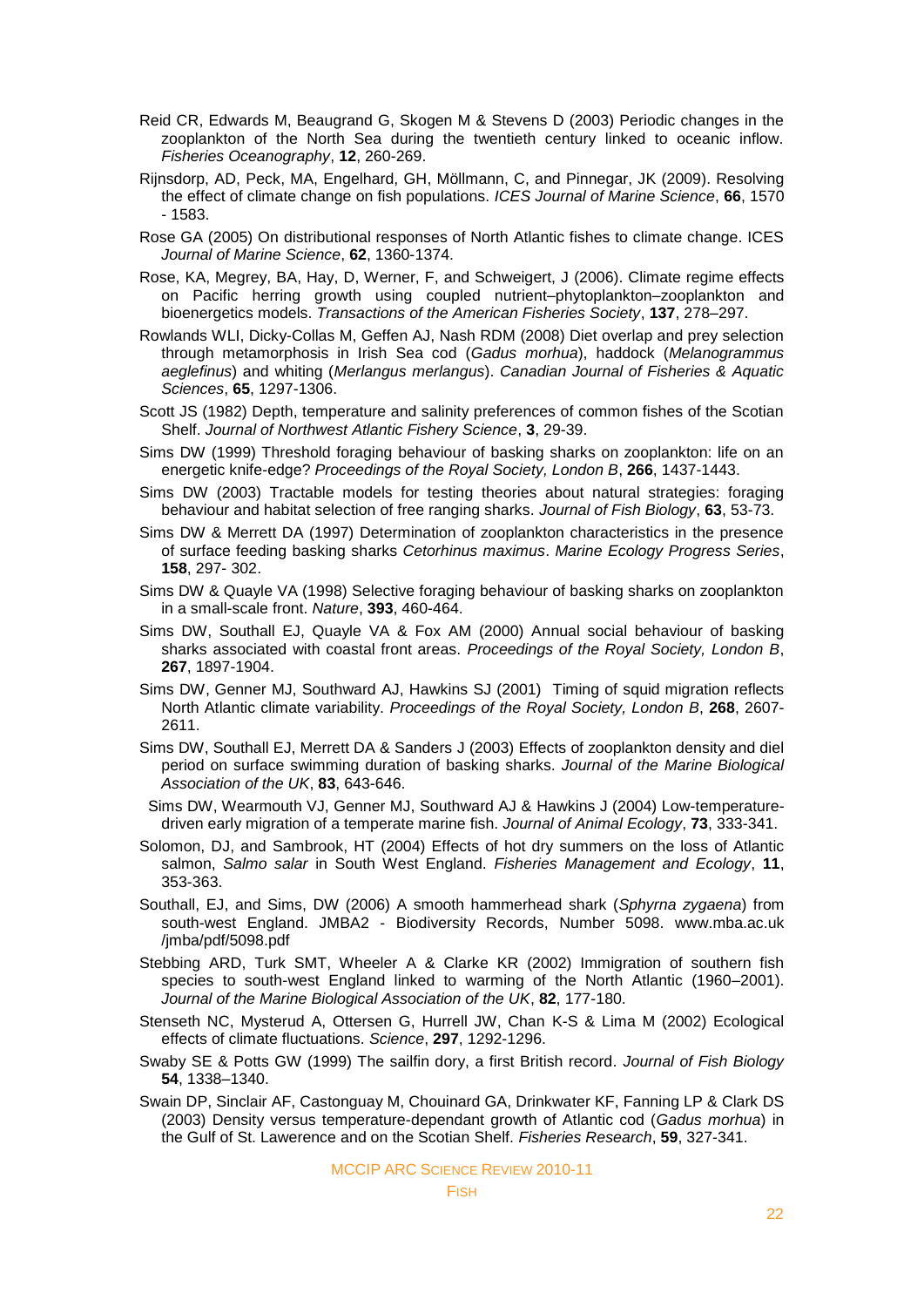Reid CR, Edwards M, Beaugrand G, Skogen M & Stevens D (2003) Periodic changes in the zooplankton of the North Sea during the twentieth century linked to oceanic inflow. *Fisheries Oceanography*, **12**, 260-269.

Rijnsdorp, AD, Peck, MA, Engelhard, GH, Möllmann, C, and Pinnegar, JK (2009). Resolving the effect of climate change on fish populations. *ICES Journal of Marine Science*, **66**, 1570 - 1583.

Rose GA (2005) On distributional responses of North Atlantic fishes to climate change. ICES *Journal of Marine Science*, **62**, 1360-1374.

Rose, KA, Megrey, BA, Hay, D, Werner, F, and Schweigert, J (2006). Climate regime effects on Pacific herring growth using coupled nutrient–phytoplankton–zooplankton and bioenergetics models. *Transactions of the American Fisheries Society*, **137**, 278–297.

Rowlands WLI, Dicky-Collas M, Geffen AJ, Nash RDM (2008) Diet overlap and prey selection through metamorphosis in Irish Sea cod (*Gadus morhua*), haddock (*Melanogrammus aeglefinus*) and whiting (*Merlangus merlangus*). *Canadian Journal of Fisheries & Aquatic Sciences*, **65**, 1297-1306.

Scott JS (1982) Depth, temperature and salinity preferences of common fishes of the Scotian Shelf. *Journal of Northwest Atlantic Fishery Science*, **3**, 29-39.

Sims DW (1999) Threshold foraging behaviour of basking sharks on zooplankton: life on an energetic knife-edge? *Proceedings of the Royal Society, London B*, **266**, 1437-1443.

Sims DW (2003) Tractable models for testing theories about natural strategies: foraging behaviour and habitat selection of free ranging sharks. *Journal of Fish Biology*, **63**, 53-73.

Sims DW & Merrett DA (1997) Determination of zooplankton characteristics in the presence of surface feeding basking sharks *Cetorhinus maximus*. *Marine Ecology Progress Series*, **158**, 297- 302.

Sims DW & Quayle VA (1998) Selective foraging behaviour of basking sharks on zooplankton in a small-scale front. *Nature*, **393**, 460-464.

Sims DW, Southall EJ, Quayle VA & Fox AM (2000) Annual social behaviour of basking sharks associated with coastal front areas. *Proceedings of the Royal Society, London B*, **267**, 1897-1904.

Sims DW, Genner MJ, Southward AJ, Hawkins SJ (2001) Timing of squid migration reflects North Atlantic climate variability. *Proceedings of the Royal Society, London B*, **268**, 2607-2611.

Sims DW, Southall EJ, Merrett DA & Sanders J (2003) Effects of zooplankton density and diel period on surface swimming duration of basking sharks. *Journal of the Marine Biological Association of the UK*, **83**, 643-646.

Sims DW, Wearmouth VJ, Genner MJ, Southward AJ & Hawkins J (2004) Low-temperature-driven early migration of a temperate marine fish. *Journal of Animal Ecology*, **73**, 333-341.

Solomon, DJ, and Sambrook, HT (2004) Effects of hot dry summers on the loss of Atlantic salmon, *Salmo salar* in South West England. *Fisheries Management and Ecology*, **11**, 353-363.

Southall, EJ, and Sims, DW (2006) A smooth hammerhead shark (*Sphyrna zygaena*) from south-west England. JMBA2 - Biodiversity Records, Number 5098. www.mba.ac.uk /jmba/pdf/5098.pdf

Stebbing ARD, Turk SMT, Wheeler A & Clarke KR (2002) Immigration of southern fish species to south-west England linked to warming of the North Atlantic (1960–2001). *Journal of the Marine Biological Association of the UK*, **82**, 177-180.

Stenseth NC, Mysterud A, Ottersen G, Hurrell JW, Chan K-S & Lima M (2002) Ecological effects of climate fluctuations. *Science*, **297**, 1292-1296.

Swaby SE & Potts GW (1999) The sailfin dory, a first British record. *Journal of Fish Biology* **54**, 1338–1340.

Swain DP, Sinclair AF, Castonguay M, Chouinard GA, Drinkwater KF, Fanning LP & Clark DS (2003) Density versus temperature-dependant growth of Atlantic cod (*Gadus morhua*) in the Gulf of St. Lawerence and on the Scotian Shelf. *Fisheries Research*, **59**, 327-341.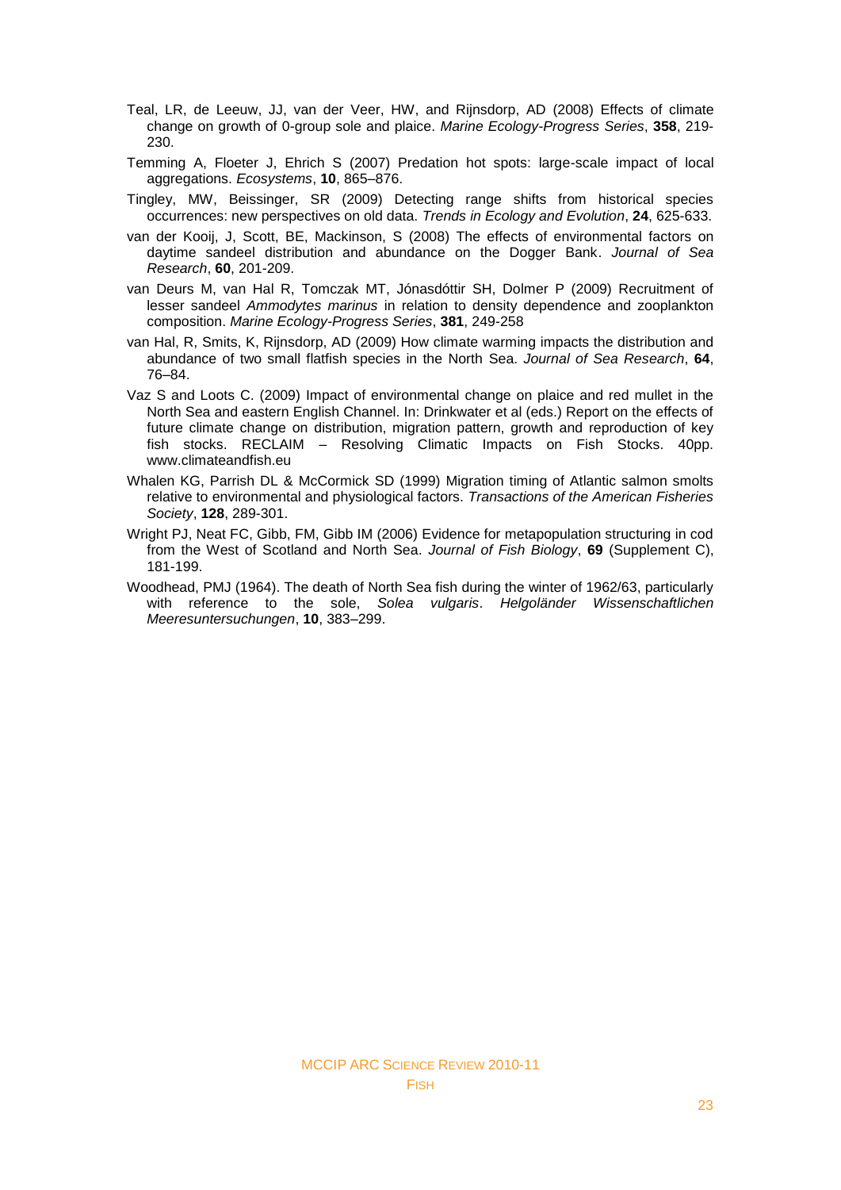Teal, LR, de Leeuw, JJ, van der Veer, HW, and Rijnsdorp, AD (2008) Effects of climate change on growth of 0-group sole and plaice. *Marine Ecology-Progress Series*, **358**, 219-230.

Temming A, Floeter J, Ehrich S (2007) Predation hot spots: large-scale impact of local aggregations. *Ecosystems*, **10**, 865–876.

Tingley, MW, Beissinger, SR (2009) Detecting range shifts from historical species occurrences: new perspectives on old data. *Trends in Ecology and Evolution*, **24**, 625-633.

van der Kooij, J, Scott, BE, Mackinson, S (2008) The effects of environmental factors on daytime sandeel distribution and abundance on the Dogger Bank. *Journal of Sea Research*, **60**, 201-209.

van Deurs M, van Hal R, Tomczak MT, Jónasdóttir SH, Dolmer P (2009) Recruitment of lesser sandeel *Ammodytes marinus* in relation to density dependence and zooplankton composition. *Marine Ecology-Progress Series*, **381**, 249-258

van Hal, R, Smits, K, Rijnsdorp, AD (2009) How climate warming impacts the distribution and abundance of two small flatfish species in the North Sea. *Journal of Sea Research*, **64**, 76–84.

Vaz S and Loots C. (2009) Impact of environmental change on plaice and red mullet in the North Sea and eastern English Channel. In: Drinkwater et al (eds.) Report on the effects of future climate change on distribution, migration pattern, growth and reproduction of key fish stocks. RECLAIM – Resolving Climatic Impacts on Fish Stocks. 40pp. www.climateandfish.eu

Whalen KG, Parrish DL & McCormick SD (1999) Migration timing of Atlantic salmon smolts relative to environmental and physiological factors. *Transactions of the American Fisheries Society*, **128**, 289-301.

Wright PJ, Neat FC, Gibb, FM, Gibb IM (2006) Evidence for metapopulation structuring in cod from the West of Scotland and North Sea. *Journal of Fish Biology*, **69** (Supplement C), 181-199.

Woodhead, PMJ (1964). The death of North Sea fish during the winter of 1962/63, particularly with reference to the sole, *Solea vulgaris*. *Helgoländer Wissenschaftlichen Meeresuntersuchungen*, **10**, 383–299.